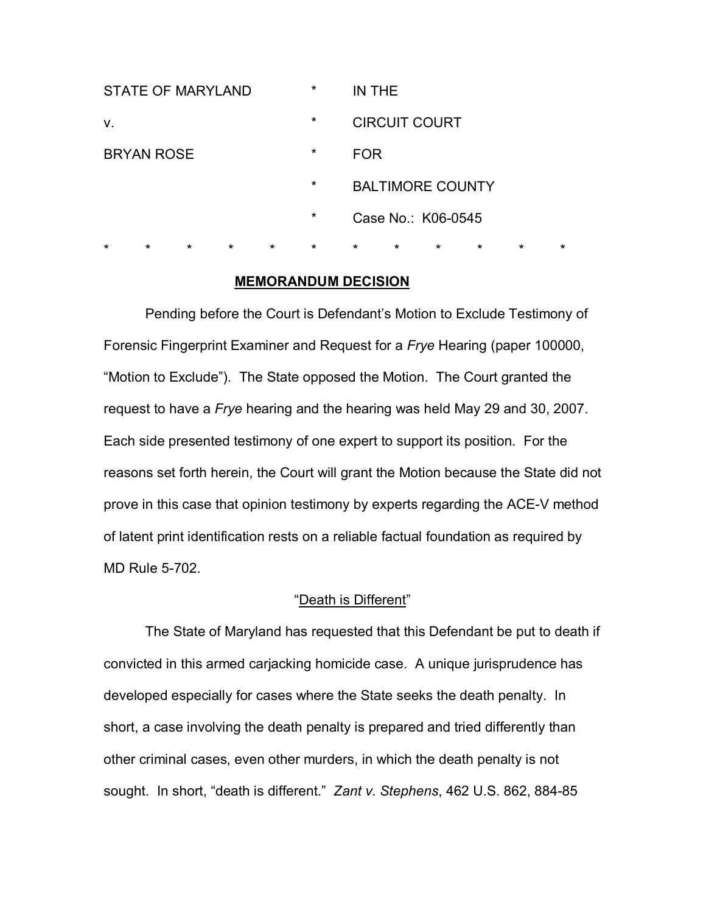| | | |
|---|---|---|
| STATE OF MARYLAND | * | IN THE |
| v. | * | CIRCUIT COURT |
| BRYAN ROSE | * | FOR |
| | * | BALTIMORE COUNTY |
| | * | Case No.: K06-0545 |

\* \* \* \* \* \* \* \* \* \* \* \*

## MEMORANDUM DECISION

Pending before the Court is Defendant's Motion to Exclude Testimony of Forensic Fingerprint Examiner and Request for a *Frye* Hearing (paper 100000, "Motion to Exclude"). The State opposed the Motion. The Court granted the request to have a *Frye* hearing and the hearing was held May 29 and 30, 2007. Each side presented testimony of one expert to support its position. For the reasons set forth herein, the Court will grant the Motion because the State did not prove in this case that opinion testimony by experts regarding the ACE-V method of latent print identification rests on a reliable factual foundation as required by MD Rule 5-702.

### "Death is Different"

The State of Maryland has requested that this Defendant be put to death if convicted in this armed carjacking homicide case. A unique jurisprudence has developed especially for cases where the State seeks the death penalty. In short, a case involving the death penalty is prepared and tried differently than other criminal cases, even other murders, in which the death penalty is not sought. In short, "death is different." *Zant v. Stephens*, 462 U.S. 862, 884-85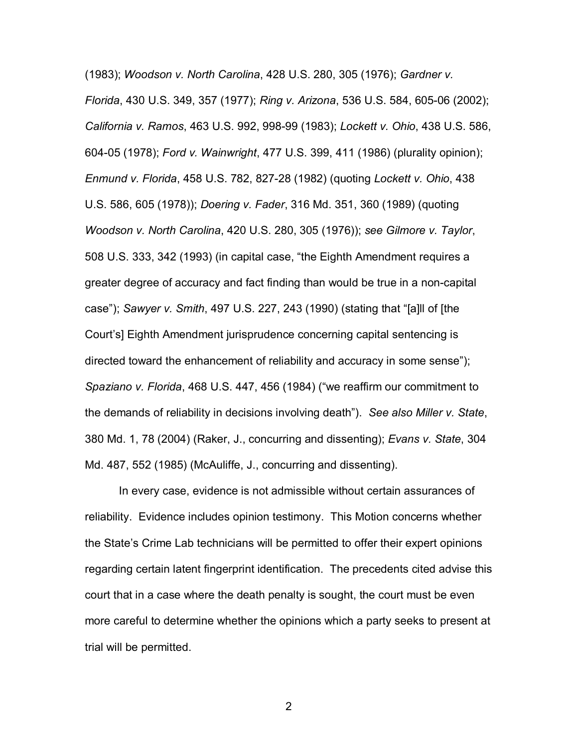(1983); *Woodson v. North Carolina*, 428 U.S. 280, 305 (1976); *Gardner v. Florida*, 430 U.S. 349, 357 (1977); *Ring v. Arizona*, 536 U.S. 584, 605-06 (2002); *California v. Ramos*, 463 U.S. 992, 998-99 (1983); *Lockett v. Ohio*, 438 U.S. 586, 604-05 (1978); *Ford v. Wainwright*, 477 U.S. 399, 411 (1986) (plurality opinion); *Enmund v. Florida*, 458 U.S. 782, 827-28 (1982) (quoting *Lockett v. Ohio*, 438 U.S. 586, 605 (1978)); *Doering v. Fader*, 316 Md. 351, 360 (1989) (quoting *Woodson v. North Carolina*, 420 U.S. 280, 305 (1976)); *see Gilmore v. Taylor*, 508 U.S. 333, 342 (1993) (in capital case, "the Eighth Amendment requires a greater degree of accuracy and fact finding than would be true in a non-capital case"); *Sawyer v. Smith*, 497 U.S. 227, 243 (1990) (stating that "[a]ll of [the Court's] Eighth Amendment jurisprudence concerning capital sentencing is directed toward the enhancement of reliability and accuracy in some sense"); *Spaziano v. Florida*, 468 U.S. 447, 456 (1984) ("we reaffirm our commitment to the demands of reliability in decisions involving death"). *See also Miller v. State*, 380 Md. 1, 78 (2004) (Raker, J., concurring and dissenting); *Evans v. State*, 304 Md. 487, 552 (1985) (McAuliffe, J., concurring and dissenting).

In every case, evidence is not admissible without certain assurances of reliability. Evidence includes opinion testimony. This Motion concerns whether the State's Crime Lab technicians will be permitted to offer their expert opinions regarding certain latent fingerprint identification. The precedents cited advise this court that in a case where the death penalty is sought, the court must be even more careful to determine whether the opinions which a party seeks to present at trial will be permitted.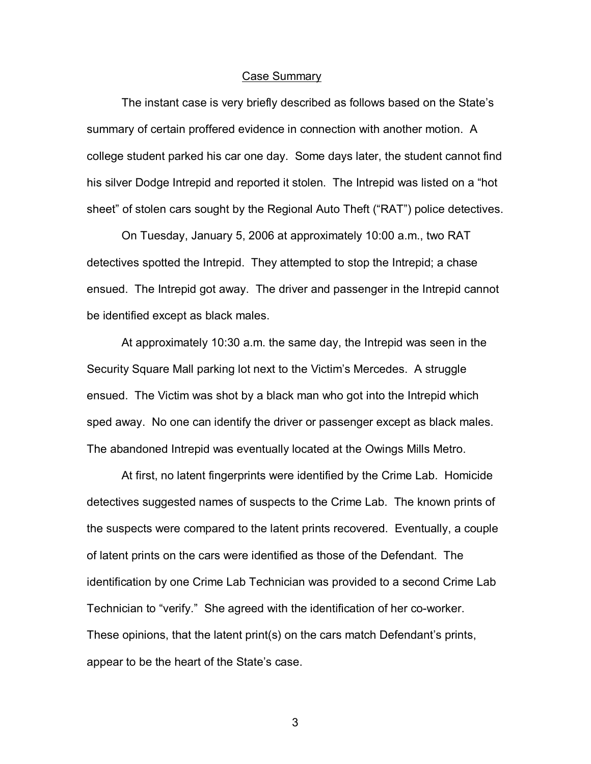## Case Summary

The instant case is very briefly described as follows based on the State's summary of certain proffered evidence in connection with another motion. A college student parked his car one day. Some days later, the student cannot find his silver Dodge Intrepid and reported it stolen. The Intrepid was listed on a "hot sheet" of stolen cars sought by the Regional Auto Theft ("RAT") police detectives.

On Tuesday, January 5, 2006 at approximately 10:00 a.m., two RAT detectives spotted the Intrepid. They attempted to stop the Intrepid; a chase ensued. The Intrepid got away. The driver and passenger in the Intrepid cannot be identified except as black males.

At approximately 10:30 a.m. the same day, the Intrepid was seen in the Security Square Mall parking lot next to the Victim's Mercedes. A struggle ensued. The Victim was shot by a black man who got into the Intrepid which sped away. No one can identify the driver or passenger except as black males. The abandoned Intrepid was eventually located at the Owings Mills Metro.

At first, no latent fingerprints were identified by the Crime Lab. Homicide detectives suggested names of suspects to the Crime Lab. The known prints of the suspects were compared to the latent prints recovered. Eventually, a couple of latent prints on the cars were identified as those of the Defendant. The identification by one Crime Lab Technician was provided to a second Crime Lab Technician to "verify." She agreed with the identification of her co-worker. These opinions, that the latent print(s) on the cars match Defendant's prints, appear to be the heart of the State's case.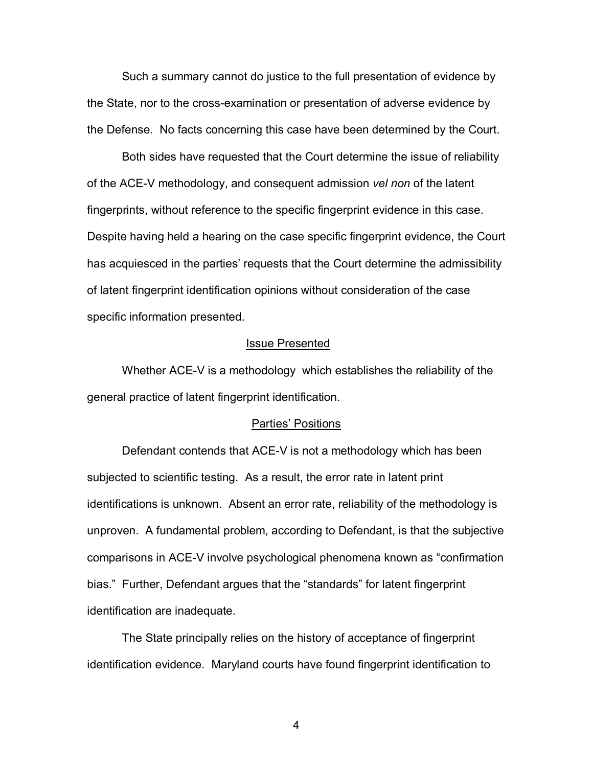Such a summary cannot do justice to the full presentation of evidence by the State, nor to the cross-examination or presentation of adverse evidence by the Defense. No facts concerning this case have been determined by the Court.

Both sides have requested that the Court determine the issue of reliability of the ACE-V methodology, and consequent admission *vel non* of the latent fingerprints, without reference to the specific fingerprint evidence in this case. Despite having held a hearing on the case specific fingerprint evidence, the Court has acquiesced in the parties' requests that the Court determine the admissibility of latent fingerprint identification opinions without consideration of the case specific information presented.

## Issue Presented

Whether ACE-V is a methodology which establishes the reliability of the general practice of latent fingerprint identification.

## Parties' Positions

Defendant contends that ACE-V is not a methodology which has been subjected to scientific testing. As a result, the error rate in latent print identifications is unknown. Absent an error rate, reliability of the methodology is unproven. A fundamental problem, according to Defendant, is that the subjective comparisons in ACE-V involve psychological phenomena known as "confirmation bias." Further, Defendant argues that the "standards" for latent fingerprint identification are inadequate.

The State principally relies on the history of acceptance of fingerprint identification evidence. Maryland courts have found fingerprint identification to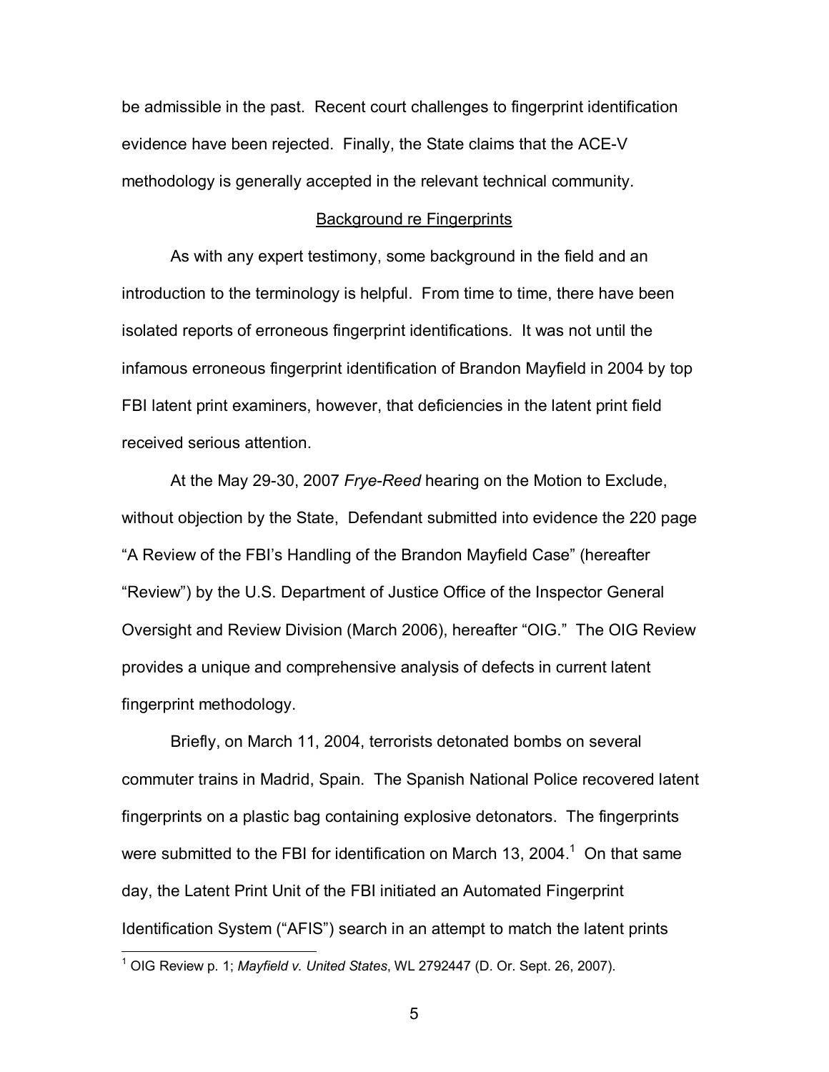be admissible in the past. Recent court challenges to fingerprint identification evidence have been rejected. Finally, the State claims that the ACE-V methodology is generally accepted in the relevant technical community.

## Background re Fingerprints

As with any expert testimony, some background in the field and an introduction to the terminology is helpful. From time to time, there have been isolated reports of erroneous fingerprint identifications. It was not until the infamous erroneous fingerprint identification of Brandon Mayfield in 2004 by top FBI latent print examiners, however, that deficiencies in the latent print field received serious attention.

At the May 29-30, 2007 *Frye-Reed* hearing on the Motion to Exclude, without objection by the State, Defendant submitted into evidence the 220 page "A Review of the FBI's Handling of the Brandon Mayfield Case" (hereafter "Review") by the U.S. Department of Justice Office of the Inspector General Oversight and Review Division (March 2006), hereafter "OIG." The OIG Review provides a unique and comprehensive analysis of defects in current latent fingerprint methodology.

Briefly, on March 11, 2004, terrorists detonated bombs on several commuter trains in Madrid, Spain. The Spanish National Police recovered latent fingerprints on a plastic bag containing explosive detonators. The fingerprints were submitted to the FBI for identification on March 13, 2004.[1] On that same day, the Latent Print Unit of the FBI initiated an Automated Fingerprint Identification System ("AFIS") search in an attempt to match the latent prints

---

[1] OIG Review p. 1; *Mayfield v. United States*, WL 2792447 (D. Or. Sept. 26, 2007).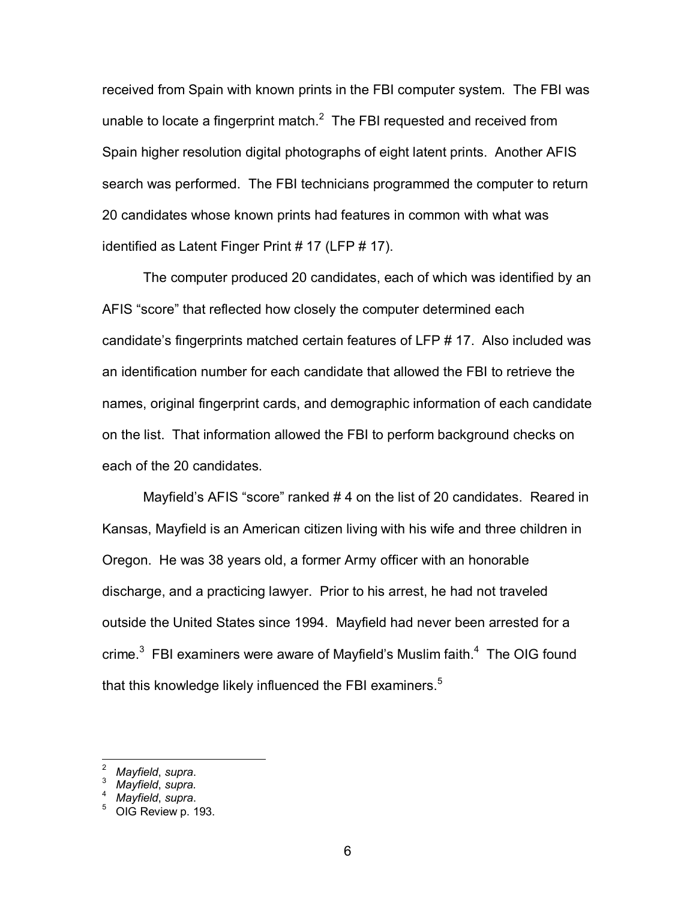received from Spain with known prints in the FBI computer system. The FBI was unable to locate a fingerprint match.[2] The FBI requested and received from Spain higher resolution digital photographs of eight latent prints. Another AFIS search was performed. The FBI technicians programmed the computer to return 20 candidates whose known prints had features in common with what was identified as Latent Finger Print # 17 (LFP # 17).

The computer produced 20 candidates, each of which was identified by an AFIS "score" that reflected how closely the computer determined each candidate's fingerprints matched certain features of LFP # 17. Also included was an identification number for each candidate that allowed the FBI to retrieve the names, original fingerprint cards, and demographic information of each candidate on the list. That information allowed the FBI to perform background checks on each of the 20 candidates.

Mayfield's AFIS "score" ranked # 4 on the list of 20 candidates. Reared in Kansas, Mayfield is an American citizen living with his wife and three children in Oregon. He was 38 years old, a former Army officer with an honorable discharge, and a practicing lawyer. Prior to his arrest, he had not traveled outside the United States since 1994. Mayfield had never been arrested for a crime.[3] FBI examiners were aware of Mayfield's Muslim faith.[4] The OIG found that this knowledge likely influenced the FBI examiners.[5]

---

[2] *Mayfield*, *supra*.

[3] *Mayfield*, *supra*.

[4] *Mayfield*, *supra*.

[5] OIG Review p. 193.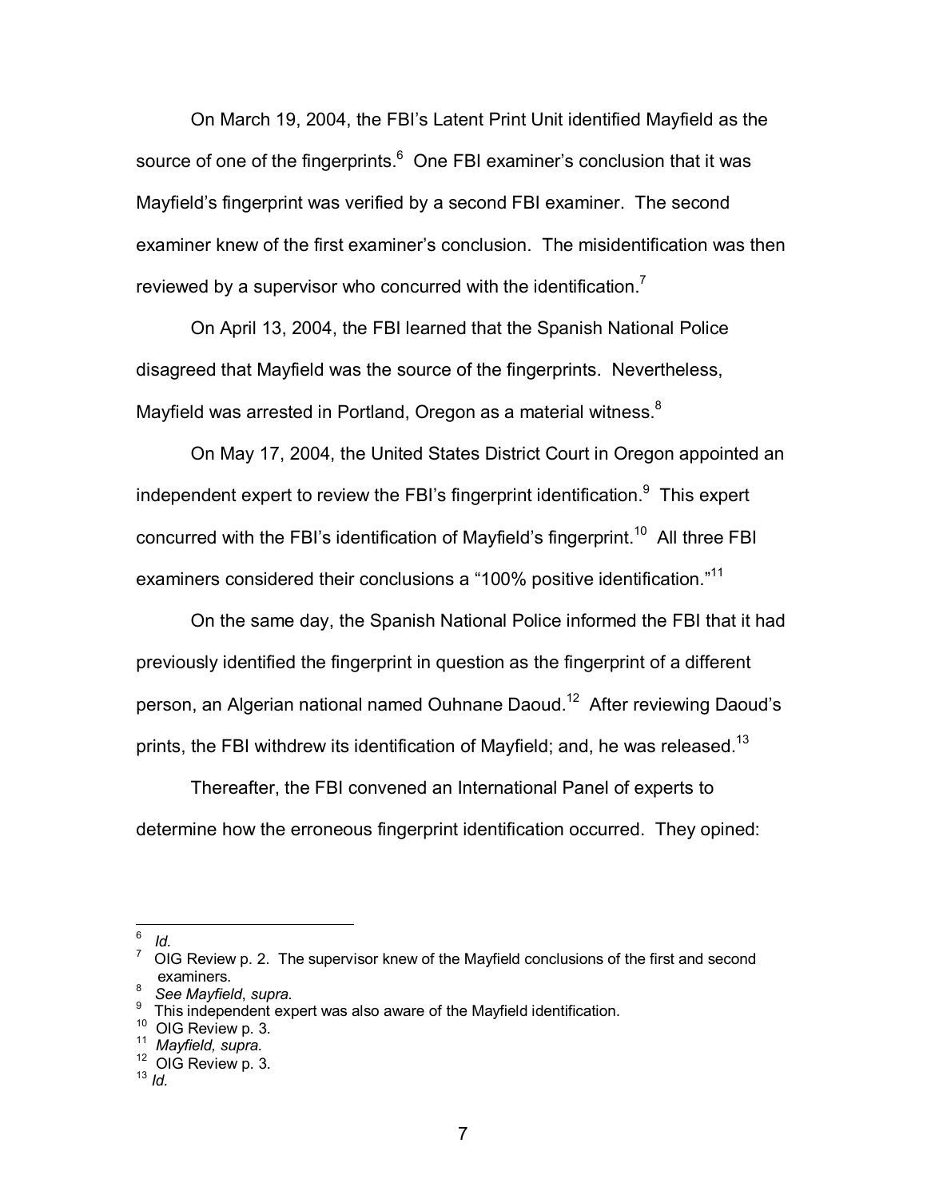On March 19, 2004, the FBI's Latent Print Unit identified Mayfield as the source of one of the fingerprints.[6] One FBI examiner's conclusion that it was Mayfield's fingerprint was verified by a second FBI examiner. The second examiner knew of the first examiner's conclusion. The misidentification was then reviewed by a supervisor who concurred with the identification.[7]

On April 13, 2004, the FBI learned that the Spanish National Police disagreed that Mayfield was the source of the fingerprints. Nevertheless, Mayfield was arrested in Portland, Oregon as a material witness.[8]

On May 17, 2004, the United States District Court in Oregon appointed an independent expert to review the FBI's fingerprint identification.[9] This expert concurred with the FBI's identification of Mayfield's fingerprint.[10] All three FBI examiners considered their conclusions a "100% positive identification."[11]

On the same day, the Spanish National Police informed the FBI that it had previously identified the fingerprint in question as the fingerprint of a different person, an Algerian national named Ouhnane Daoud.[12] After reviewing Daoud's prints, the FBI withdrew its identification of Mayfield; and, he was released.[13]

Thereafter, the FBI convened an International Panel of experts to determine how the erroneous fingerprint identification occurred. They opined:

---

[6] *Id.*

[7] OIG Review p. 2. The supervisor knew of the Mayfield conclusions of the first and second examiners.

[8] *See Mayfield*, *supra.*

[9] This independent expert was also aware of the Mayfield identification.

[10] OIG Review p. 3.

[11] *Mayfield, supra.*

[12] OIG Review p. 3.

[13] *Id.*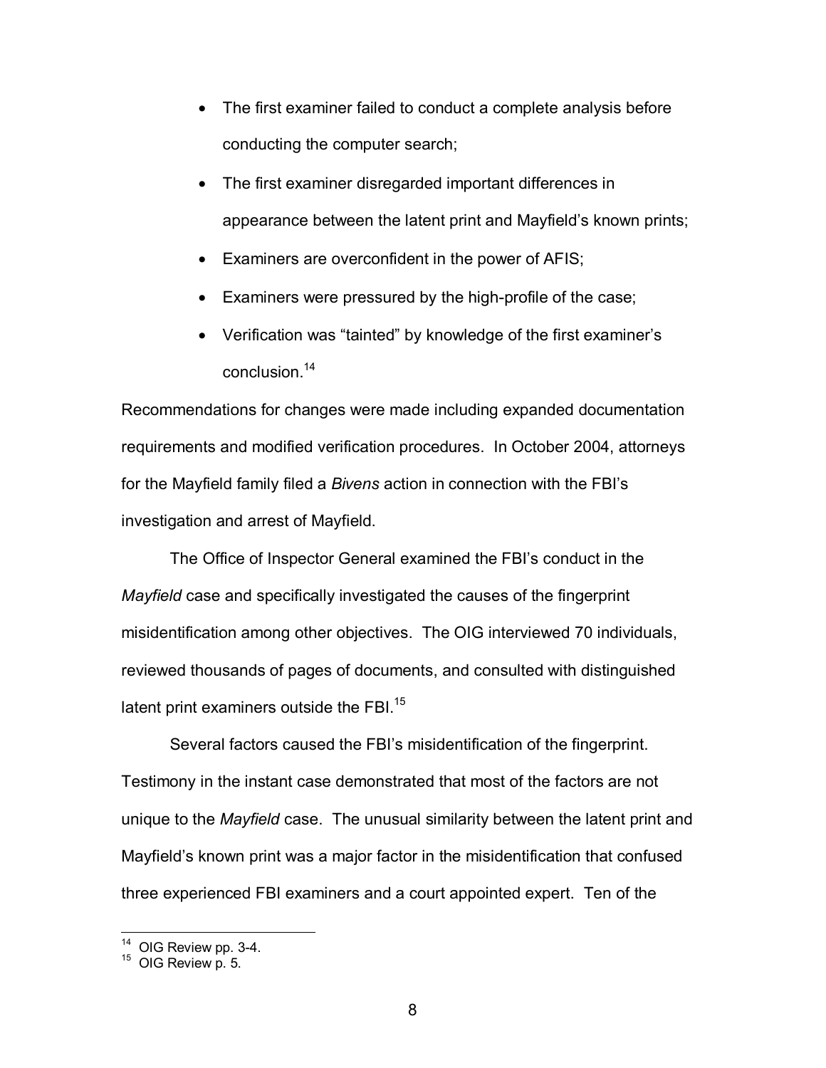- The first examiner failed to conduct a complete analysis before conducting the computer search;
- The first examiner disregarded important differences in appearance between the latent print and Mayfield's known prints;
- Examiners are overconfident in the power of AFIS;
- Examiners were pressured by the high-profile of the case;
- Verification was "tainted" by knowledge of the first examiner's conclusion.[14]

Recommendations for changes were made including expanded documentation requirements and modified verification procedures. In October 2004, attorneys for the Mayfield family filed a *Bivens* action in connection with the FBI's investigation and arrest of Mayfield.

The Office of Inspector General examined the FBI's conduct in the *Mayfield* case and specifically investigated the causes of the fingerprint misidentification among other objectives. The OIG interviewed 70 individuals, reviewed thousands of pages of documents, and consulted with distinguished latent print examiners outside the FBI.[15]

Several factors caused the FBI's misidentification of the fingerprint. Testimony in the instant case demonstrated that most of the factors are not unique to the *Mayfield* case. The unusual similarity between the latent print and Mayfield's known print was a major factor in the misidentification that confused three experienced FBI examiners and a court appointed expert. Ten of the

---

[14] OIG Review pp. 3-4.

[15] OIG Review p. 5.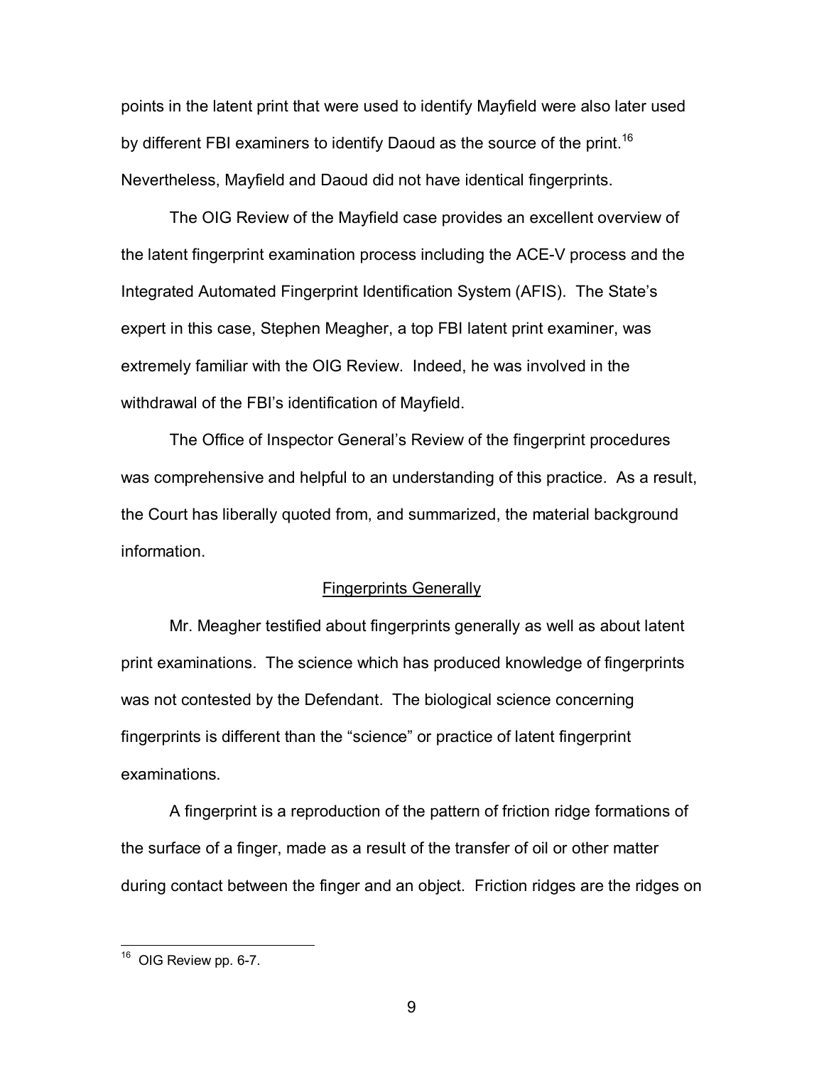points in the latent print that were used to identify Mayfield were also later used by different FBI examiners to identify Daoud as the source of the print.[16] Nevertheless, Mayfield and Daoud did not have identical fingerprints.

The OIG Review of the Mayfield case provides an excellent overview of the latent fingerprint examination process including the ACE-V process and the Integrated Automated Fingerprint Identification System (AFIS). The State's expert in this case, Stephen Meagher, a top FBI latent print examiner, was extremely familiar with the OIG Review. Indeed, he was involved in the withdrawal of the FBI's identification of Mayfield.

The Office of Inspector General's Review of the fingerprint procedures was comprehensive and helpful to an understanding of this practice. As a result, the Court has liberally quoted from, and summarized, the material background information.

<u>Fingerprints Generally</u>

Mr. Meagher testified about fingerprints generally as well as about latent print examinations. The science which has produced knowledge of fingerprints was not contested by the Defendant. The biological science concerning fingerprints is different than the "science" or practice of latent fingerprint examinations.

A fingerprint is a reproduction of the pattern of friction ridge formations of the surface of a finger, made as a result of the transfer of oil or other matter during contact between the finger and an object. Friction ridges are the ridges on

[16] OIG Review pp. 6-7.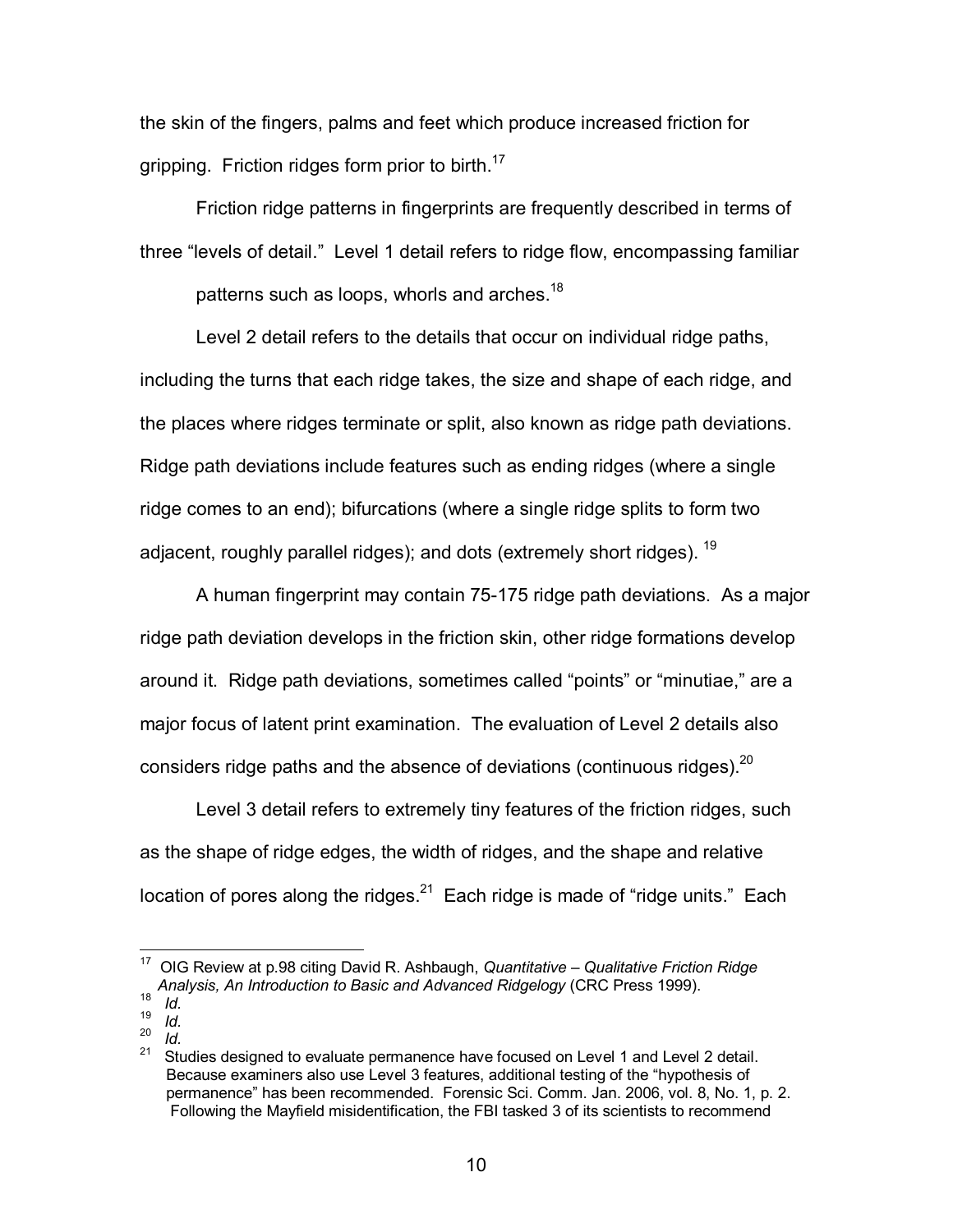the skin of the fingers, palms and feet which produce increased friction for gripping. Friction ridges form prior to birth.[17]

Friction ridge patterns in fingerprints are frequently described in terms of three "levels of detail." Level 1 detail refers to ridge flow, encompassing familiar patterns such as loops, whorls and arches.[18]

Level 2 detail refers to the details that occur on individual ridge paths, including the turns that each ridge takes, the size and shape of each ridge, and the places where ridges terminate or split, also known as ridge path deviations. Ridge path deviations include features such as ending ridges (where a single ridge comes to an end); bifurcations (where a single ridge splits to form two adjacent, roughly parallel ridges); and dots (extremely short ridges).[19]

A human fingerprint may contain 75-175 ridge path deviations. As a major ridge path deviation develops in the friction skin, other ridge formations develop around it. Ridge path deviations, sometimes called "points" or "minutiae," are a major focus of latent print examination. The evaluation of Level 2 details also considers ridge paths and the absence of deviations (continuous ridges).[20]

Level 3 detail refers to extremely tiny features of the friction ridges, such as the shape of ridge edges, the width of ridges, and the shape and relative location of pores along the ridges.[21] Each ridge is made of "ridge units." Each

---

[17] OIG Review at p.98 citing David R. Ashbaugh, *Quantitative – Qualitative Friction Ridge Analysis, An Introduction to Basic and Advanced Ridgelogy* (CRC Press 1999).

[18] *Id.*

[19] *Id.*

[20] *Id.*

[21] Studies designed to evaluate permanence have focused on Level 1 and Level 2 detail. Because examiners also use Level 3 features, additional testing of the "hypothesis of permanence" has been recommended. Forensic Sci. Comm. Jan. 2006, vol. 8, No. 1, p. 2. Following the Mayfield misidentification, the FBI tasked 3 of its scientists to recommend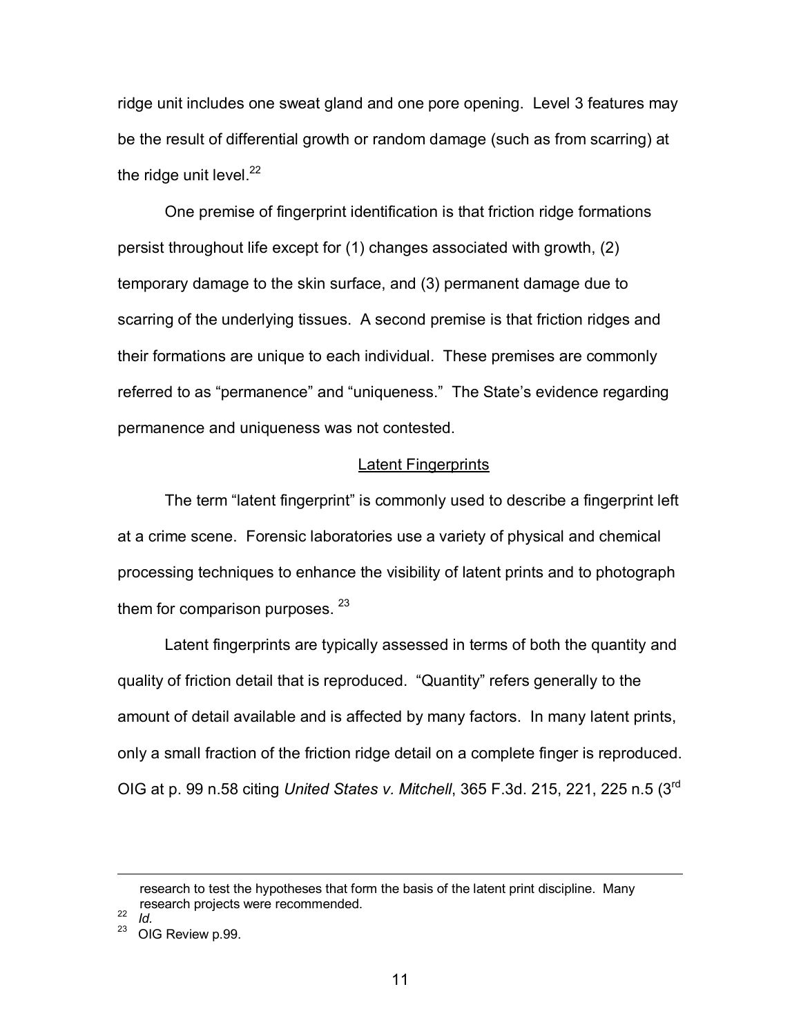ridge unit includes one sweat gland and one pore opening. Level 3 features may be the result of differential growth or random damage (such as from scarring) at the ridge unit level.[22]

One premise of fingerprint identification is that friction ridge formations persist throughout life except for (1) changes associated with growth, (2) temporary damage to the skin surface, and (3) permanent damage due to scarring of the underlying tissues. A second premise is that friction ridges and their formations are unique to each individual. These premises are commonly referred to as "permanence" and "uniqueness." The State's evidence regarding permanence and uniqueness was not contested.

## Latent Fingerprints

The term "latent fingerprint" is commonly used to describe a fingerprint left at a crime scene. Forensic laboratories use a variety of physical and chemical processing techniques to enhance the visibility of latent prints and to photograph them for comparison purposes. [23]

Latent fingerprints are typically assessed in terms of both the quantity and quality of friction detail that is reproduced. "Quantity" refers generally to the amount of detail available and is affected by many factors. In many latent prints, only a small fraction of the friction ridge detail on a complete finger is reproduced. OIG at p. 99 n.58 citing *United States v. Mitchell*, 365 F.3d. 215, 221, 225 n.5 (3rd

---

research to test the hypotheses that form the basis of the latent print discipline. Many research projects were recommended.

[22] *Id.*

[23] OIG Review p.99.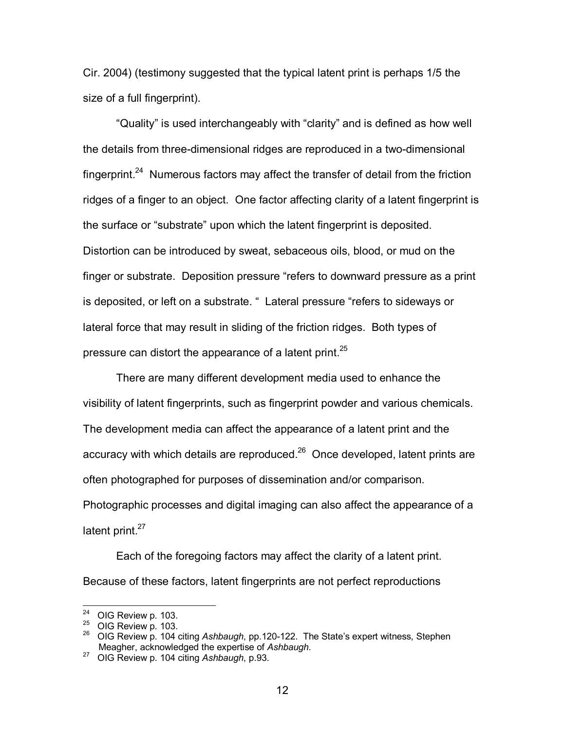Cir. 2004) (testimony suggested that the typical latent print is perhaps 1/5 the size of a full fingerprint).

"Quality" is used interchangeably with "clarity" and is defined as how well the details from three-dimensional ridges are reproduced in a two-dimensional fingerprint.[24] Numerous factors may affect the transfer of detail from the friction ridges of a finger to an object. One factor affecting clarity of a latent fingerprint is the surface or "substrate" upon which the latent fingerprint is deposited. Distortion can be introduced by sweat, sebaceous oils, blood, or mud on the finger or substrate. Deposition pressure "refers to downward pressure as a print is deposited, or left on a substrate. " Lateral pressure "refers to sideways or lateral force that may result in sliding of the friction ridges. Both types of pressure can distort the appearance of a latent print.[25]

There are many different development media used to enhance the visibility of latent fingerprints, such as fingerprint powder and various chemicals. The development media can affect the appearance of a latent print and the accuracy with which details are reproduced.[26] Once developed, latent prints are often photographed for purposes of dissemination and/or comparison. Photographic processes and digital imaging can also affect the appearance of a latent print.[27]

Each of the foregoing factors may affect the clarity of a latent print. Because of these factors, latent fingerprints are not perfect reproductions

---

[24] OIG Review p. 103.

[25] OIG Review p. 103.

[26] OIG Review p. 104 citing *Ashbaugh*, pp.120-122. The State's expert witness, Stephen Meagher, acknowledged the expertise of *Ashbaugh*.

[27] OIG Review p. 104 citing *Ashbaugh*, p.93.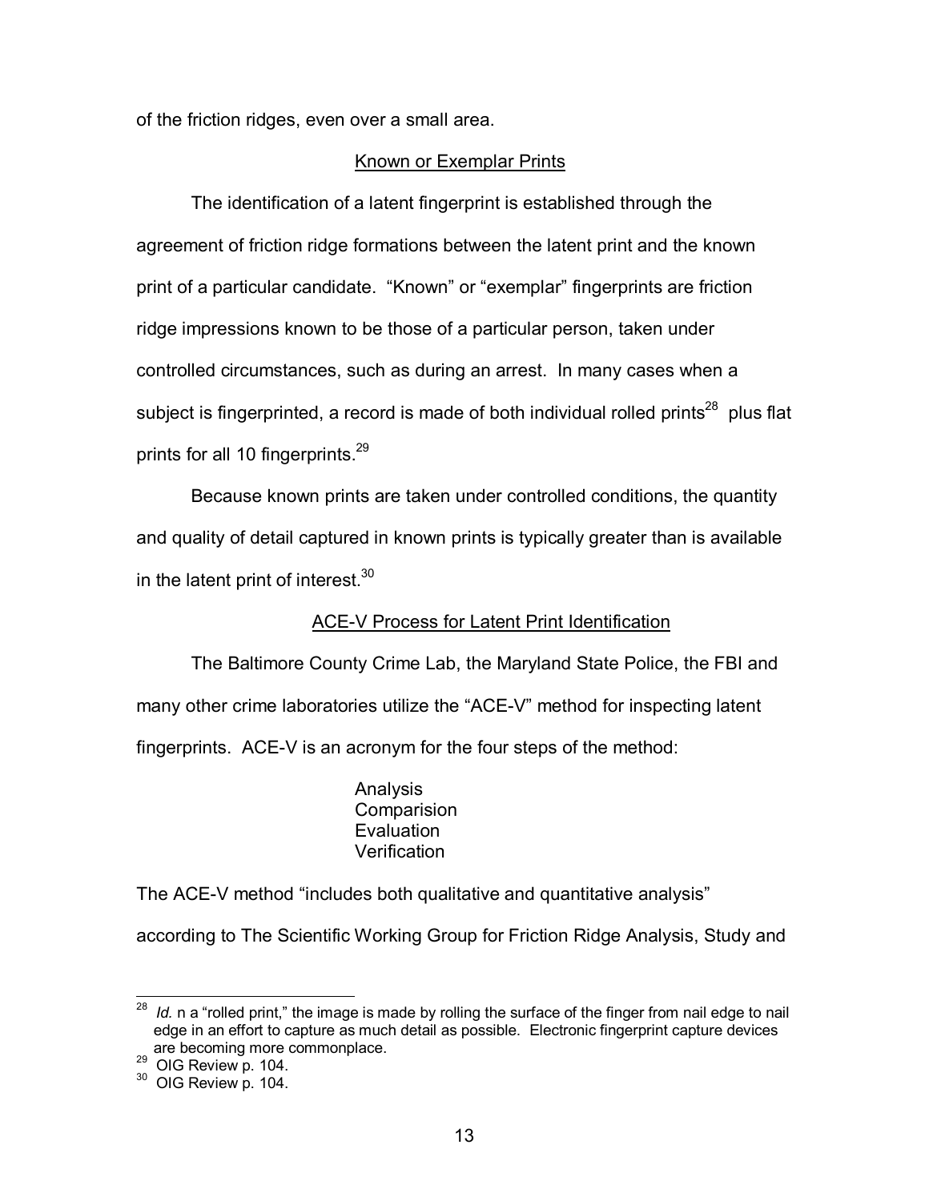of the friction ridges, even over a small area.

## Known or Exemplar Prints

The identification of a latent fingerprint is established through the agreement of friction ridge formations between the latent print and the known print of a particular candidate. "Known" or "exemplar" fingerprints are friction ridge impressions known to be those of a particular person, taken under controlled circumstances, such as during an arrest. In many cases when a subject is fingerprinted, a record is made of both individual rolled prints[28] plus flat prints for all 10 fingerprints.[29]

Because known prints are taken under controlled conditions, the quantity and quality of detail captured in known prints is typically greater than is available in the latent print of interest.[30]

## ACE-V Process for Latent Print Identification

The Baltimore County Crime Lab, the Maryland State Police, the FBI and many other crime laboratories utilize the "ACE-V" method for inspecting latent fingerprints. ACE-V is an acronym for the four steps of the method:

Analysis
Comparision
Evaluation
Verification

The ACE-V method "includes both qualitative and quantitative analysis" according to The Scientific Working Group for Friction Ridge Analysis, Study and

---

[28] *Id.* n a "rolled print," the image is made by rolling the surface of the finger from nail edge to nail edge in an effort to capture as much detail as possible. Electronic fingerprint capture devices are becoming more commonplace.

[29] OIG Review p. 104.

[30] OIG Review p. 104.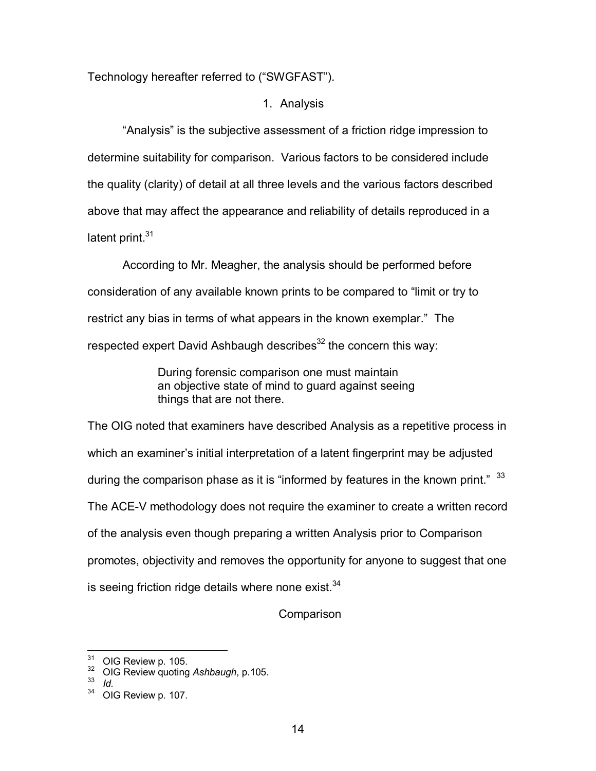Technology hereafter referred to ("SWGFAST").

### 1. Analysis

"Analysis" is the subjective assessment of a friction ridge impression to determine suitability for comparison. Various factors to be considered include the quality (clarity) of detail at all three levels and the various factors described above that may affect the appearance and reliability of details reproduced in a latent print.[31]

According to Mr. Meagher, the analysis should be performed before consideration of any available known prints to be compared to "limit or try to restrict any bias in terms of what appears in the known exemplar." The respected expert David Ashbaugh describes[32] the concern this way:

> During forensic comparison one must maintain an objective state of mind to guard against seeing things that are not there.

The OIG noted that examiners have described Analysis as a repetitive process in which an examiner's initial interpretation of a latent fingerprint may be adjusted during the comparison phase as it is "informed by features in the known print." [33] The ACE-V methodology does not require the examiner to create a written record of the analysis even though preparing a written Analysis prior to Comparison promotes, objectivity and removes the opportunity for anyone to suggest that one is seeing friction ridge details where none exist.[34]

### Comparison

---

[31] OIG Review p. 105.

[32] OIG Review quoting *Ashbaugh*, p.105.

[33] *Id.*

[34] OIG Review p. 107.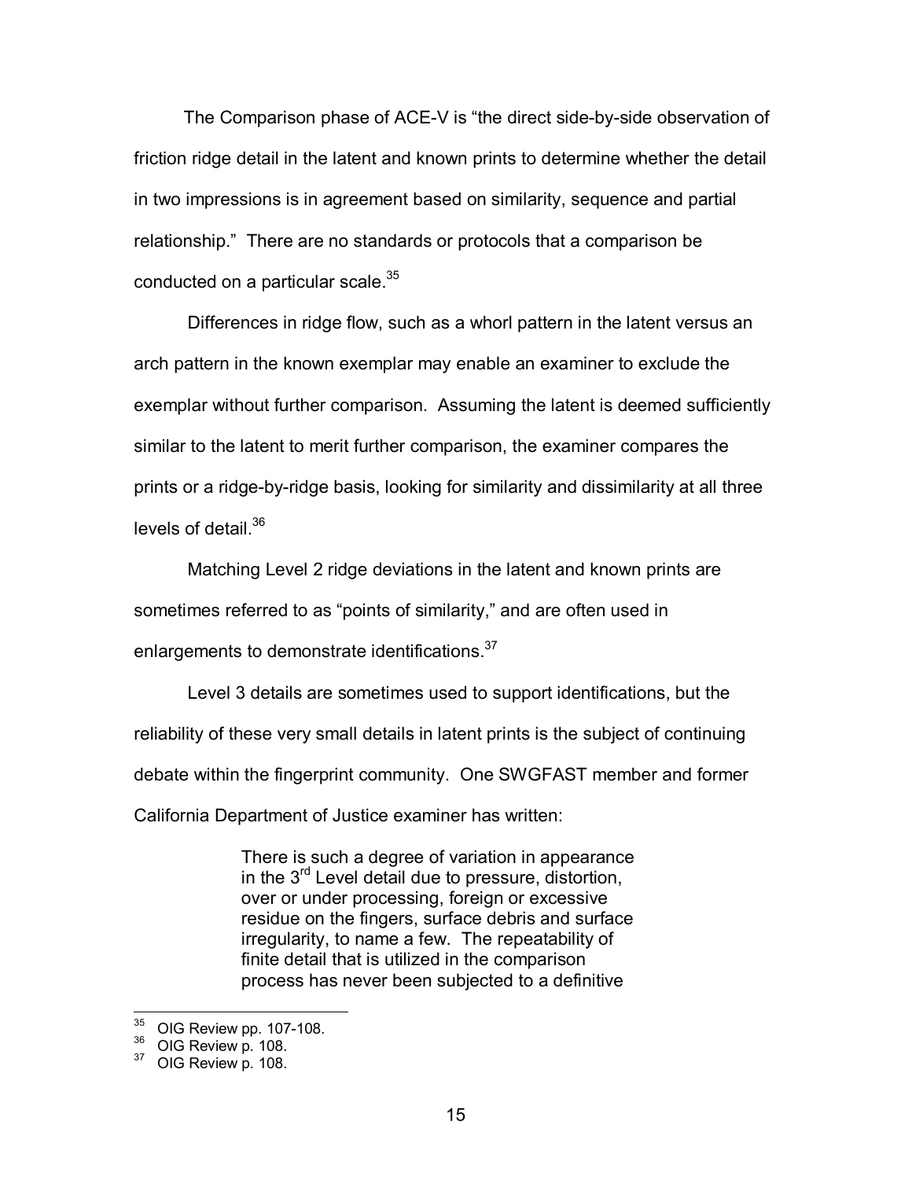The Comparison phase of ACE-V is "the direct side-by-side observation of friction ridge detail in the latent and known prints to determine whether the detail in two impressions is in agreement based on similarity, sequence and partial relationship." There are no standards or protocols that a comparison be conducted on a particular scale.[35]

Differences in ridge flow, such as a whorl pattern in the latent versus an arch pattern in the known exemplar may enable an examiner to exclude the exemplar without further comparison. Assuming the latent is deemed sufficiently similar to the latent to merit further comparison, the examiner compares the prints or a ridge-by-ridge basis, looking for similarity and dissimilarity at all three levels of detail.[36]

Matching Level 2 ridge deviations in the latent and known prints are sometimes referred to as "points of similarity," and are often used in enlargements to demonstrate identifications.[37]

Level 3 details are sometimes used to support identifications, but the reliability of these very small details in latent prints is the subject of continuing debate within the fingerprint community. One SWGFAST member and former California Department of Justice examiner has written:

> There is such a degree of variation in appearance in the 3rd Level detail due to pressure, distortion, over or under processing, foreign or excessive residue on the fingers, surface debris and surface irregularity, to name a few. The repeatability of finite detail that is utilized in the comparison process has never been subjected to a definitive

---

[35] OIG Review pp. 107-108.

[36] OIG Review p. 108.

[37] OIG Review p. 108.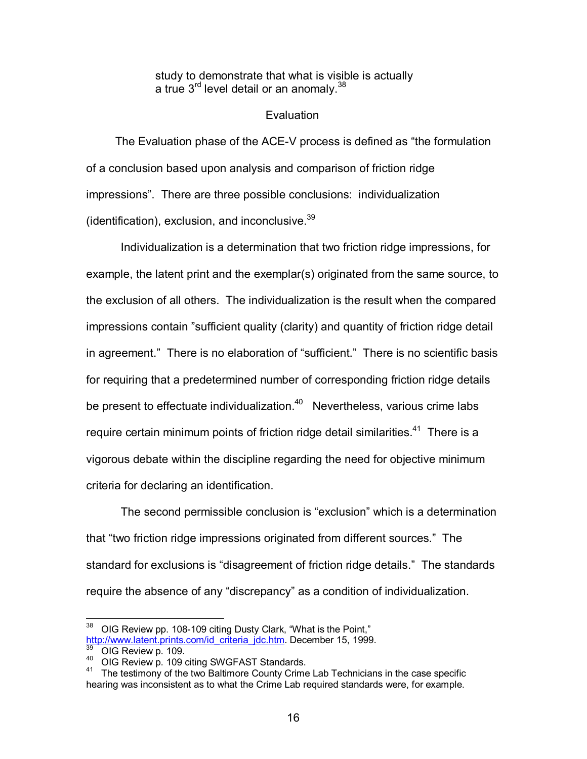> study to demonstrate that what is visible is actually a true 3rd level detail or an anomaly.[38]

Evaluation

The Evaluation phase of the ACE-V process is defined as "the formulation of a conclusion based upon analysis and comparison of friction ridge impressions". There are three possible conclusions: individualization (identification), exclusion, and inconclusive.[39]

Individualization is a determination that two friction ridge impressions, for example, the latent print and the exemplar(s) originated from the same source, to the exclusion of all others. The individualization is the result when the compared impressions contain "sufficient quality (clarity) and quantity of friction ridge detail in agreement." There is no elaboration of "sufficient." There is no scientific basis for requiring that a predetermined number of corresponding friction ridge details be present to effectuate individualization.[40] Nevertheless, various crime labs require certain minimum points of friction ridge detail similarities.[41] There is a vigorous debate within the discipline regarding the need for objective minimum criteria for declaring an identification.

The second permissible conclusion is "exclusion" which is a determination that "two friction ridge impressions originated from different sources." The standard for exclusions is "disagreement of friction ridge details." The standards require the absence of any "discrepancy" as a condition of individualization.

---

[38] OIG Review pp. 108-109 citing Dusty Clark, "What is the Point," http://www.latent.prints.com/id_criteria_jdc.htm. December 15, 1999.

[39] OIG Review p. 109.

[40] OIG Review p. 109 citing SWGFAST Standards.

[41] The testimony of the two Baltimore County Crime Lab Technicians in the case specific hearing was inconsistent as to what the Crime Lab required standards were, for example.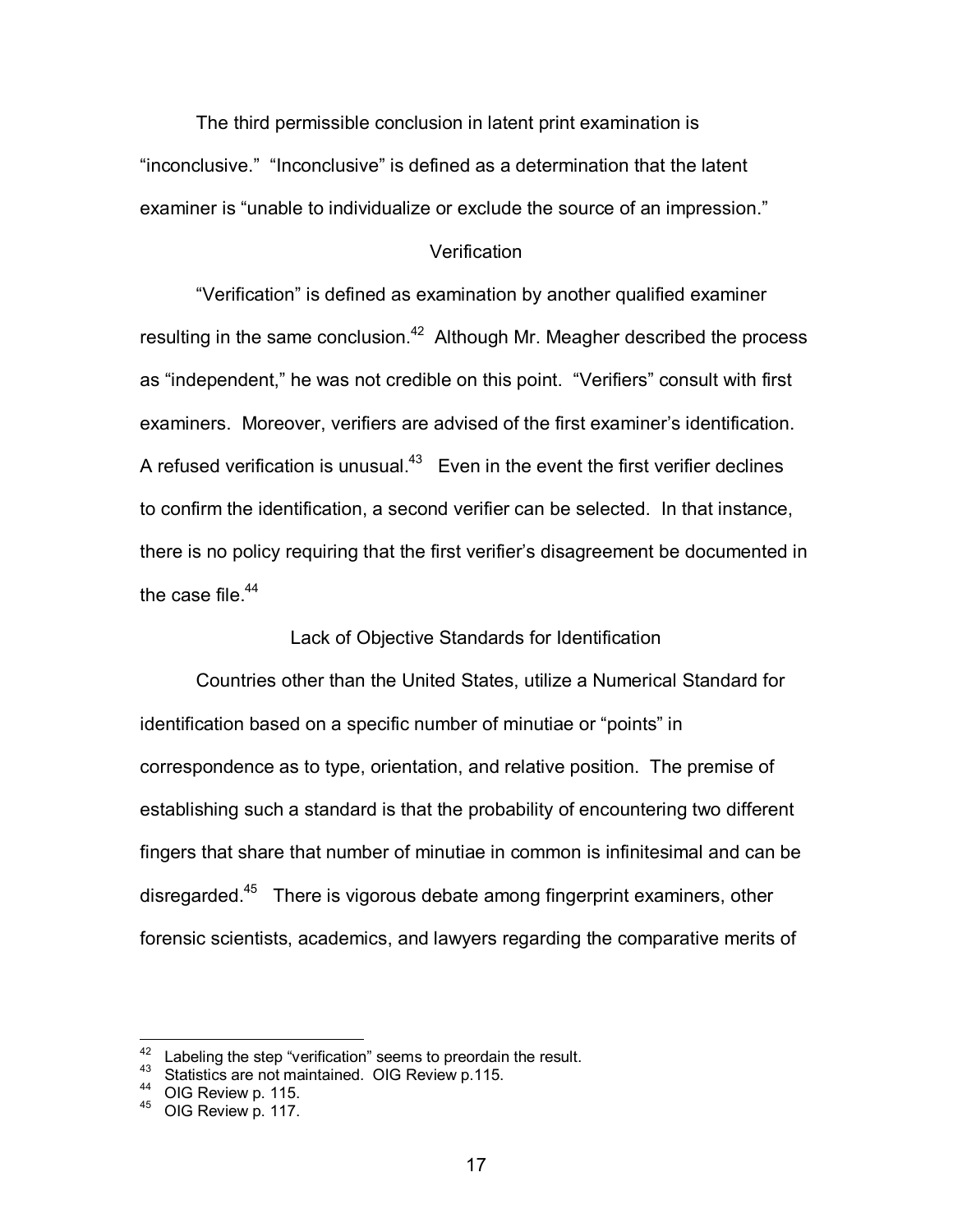The third permissible conclusion in latent print examination is "inconclusive." "Inconclusive" is defined as a determination that the latent examiner is "unable to individualize or exclude the source of an impression."

## Verification

"Verification" is defined as examination by another qualified examiner resulting in the same conclusion.[42] Although Mr. Meagher described the process as "independent," he was not credible on this point. "Verifiers" consult with first examiners. Moreover, verifiers are advised of the first examiner's identification. A refused verification is unusual.[43] Even in the event the first verifier declines to confirm the identification, a second verifier can be selected. In that instance, there is no policy requiring that the first verifier's disagreement be documented in the case file.[44]

## Lack of Objective Standards for Identification

Countries other than the United States, utilize a Numerical Standard for identification based on a specific number of minutiae or "points" in correspondence as to type, orientation, and relative position. The premise of establishing such a standard is that the probability of encountering two different fingers that share that number of minutiae in common is infinitesimal and can be disregarded.[45] There is vigorous debate among fingerprint examiners, other forensic scientists, academics, and lawyers regarding the comparative merits of

---

[42] Labeling the step "verification" seems to preordain the result.

[43] Statistics are not maintained. OIG Review p.115.

[44] OIG Review p. 115.

[45] OIG Review p. 117.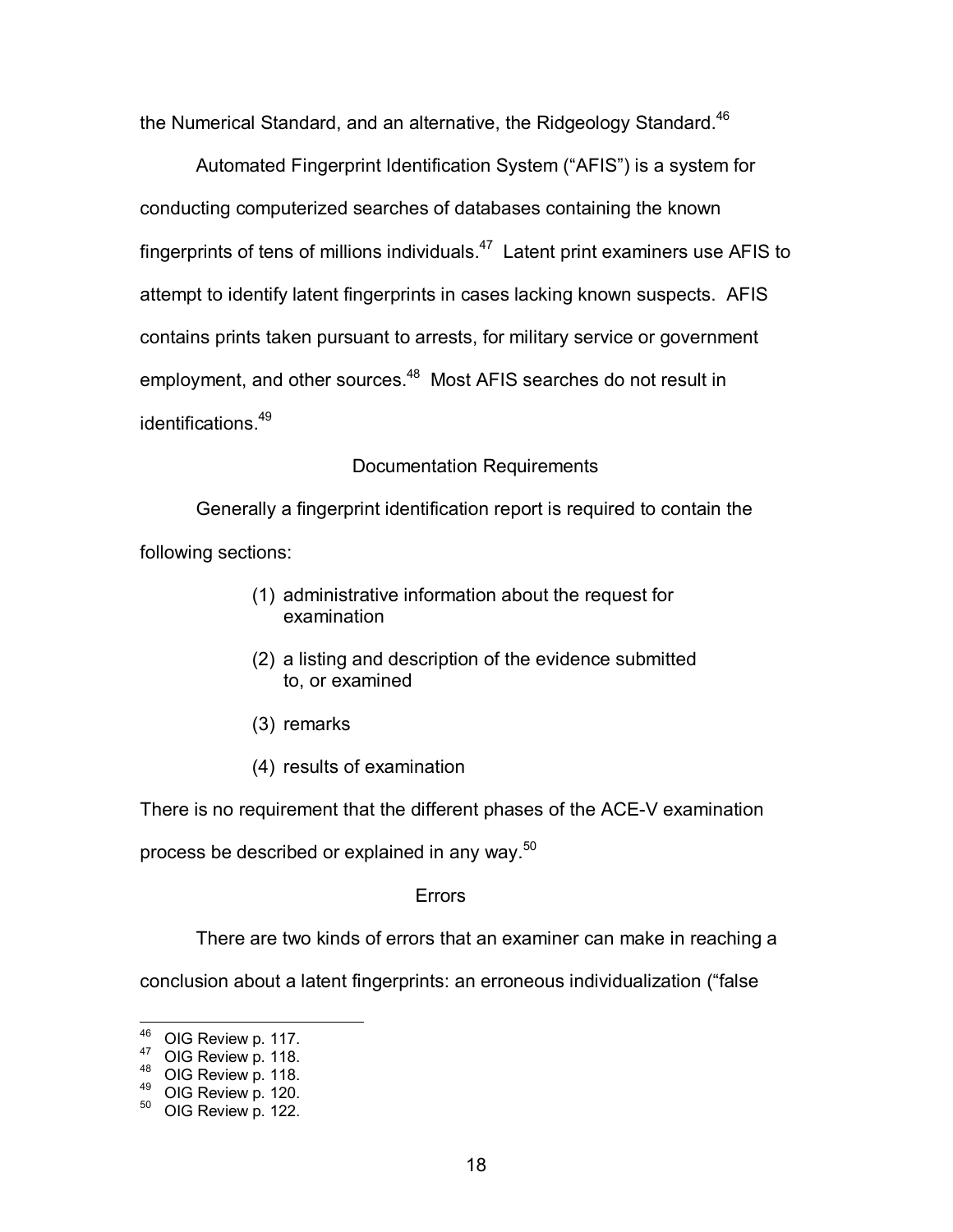the Numerical Standard, and an alternative, the Ridgeology Standard.[46]

Automated Fingerprint Identification System ("AFIS") is a system for conducting computerized searches of databases containing the known fingerprints of tens of millions individuals.[47] Latent print examiners use AFIS to attempt to identify latent fingerprints in cases lacking known suspects. AFIS contains prints taken pursuant to arrests, for military service or government employment, and other sources.[48] Most AFIS searches do not result in identifications.[49]

## Documentation Requirements

Generally a fingerprint identification report is required to contain the following sections:

(1) administrative information about the request for examination

(2) a listing and description of the evidence submitted to, or examined

(3) remarks

(4) results of examination

There is no requirement that the different phases of the ACE-V examination process be described or explained in any way.[50]

## Errors

There are two kinds of errors that an examiner can make in reaching a conclusion about a latent fingerprints: an erroneous individualization ("false

---

[46] OIG Review p. 117.

[47] OIG Review p. 118.

[48] OIG Review p. 118.

[49] OIG Review p. 120.

[50] OIG Review p. 122.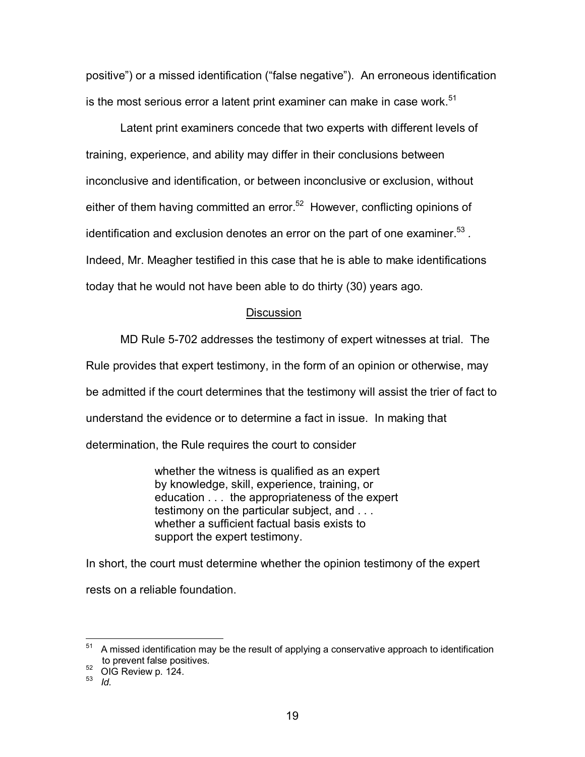positive") or a missed identification ("false negative"). An erroneous identification is the most serious error a latent print examiner can make in case work.[51]

Latent print examiners concede that two experts with different levels of training, experience, and ability may differ in their conclusions between inconclusive and identification, or between inconclusive or exclusion, without either of them having committed an error.[52] However, conflicting opinions of identification and exclusion denotes an error on the part of one examiner.[53] . Indeed, Mr. Meagher testified in this case that he is able to make identifications today that he would not have been able to do thirty (30) years ago.

<u>Discussion</u>

MD Rule 5-702 addresses the testimony of expert witnesses at trial. The Rule provides that expert testimony, in the form of an opinion or otherwise, may be admitted if the court determines that the testimony will assist the trier of fact to understand the evidence or to determine a fact in issue. In making that determination, the Rule requires the court to consider

> whether the witness is qualified as an expert by knowledge, skill, experience, training, or education . . . the appropriateness of the expert testimony on the particular subject, and . . . whether a sufficient factual basis exists to support the expert testimony.

In short, the court must determine whether the opinion testimony of the expert rests on a reliable foundation.

---

[51] A missed identification may be the result of applying a conservative approach to identification to prevent false positives.

[52] OIG Review p. 124.

[53] *Id.*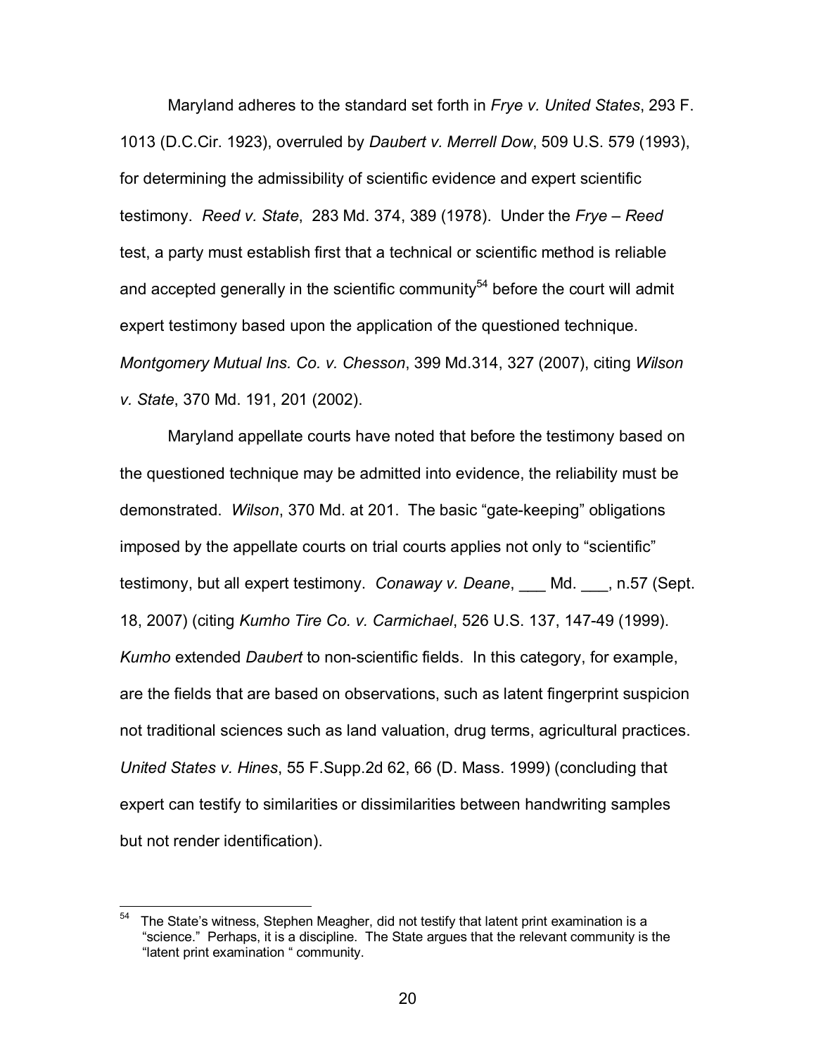Maryland adheres to the standard set forth in *Frye v. United States*, 293 F. 1013 (D.C.Cir. 1923), overruled by *Daubert v. Merrell Dow*, 509 U.S. 579 (1993), for determining the admissibility of scientific evidence and expert scientific testimony. *Reed v. State*, 283 Md. 374, 389 (1978). Under the *Frye – Reed* test, a party must establish first that a technical or scientific method is reliable and accepted generally in the scientific community[54] before the court will admit expert testimony based upon the application of the questioned technique. *Montgomery Mutual Ins. Co. v. Chesson*, 399 Md.314, 327 (2007), citing *Wilson v. State*, 370 Md. 191, 201 (2002).

Maryland appellate courts have noted that before the testimony based on the questioned technique may be admitted into evidence, the reliability must be demonstrated. *Wilson*, 370 Md. at 201. The basic "gate-keeping" obligations imposed by the appellate courts on trial courts applies not only to "scientific" testimony, but all expert testimony. *Conaway v. Deane*, ___ Md. ___, n.57 (Sept. 18, 2007) (citing *Kumho Tire Co. v. Carmichael*, 526 U.S. 137, 147-49 (1999). *Kumho* extended *Daubert* to non-scientific fields. In this category, for example, are the fields that are based on observations, such as latent fingerprint suspicion not traditional sciences such as land valuation, drug terms, agricultural practices. *United States v. Hines*, 55 F.Supp.2d 62, 66 (D. Mass. 1999) (concluding that expert can testify to similarities or dissimilarities between handwriting samples but not render identification).

---

[54] The State's witness, Stephen Meagher, did not testify that latent print examination is a "science." Perhaps, it is a discipline. The State argues that the relevant community is the "latent print examination " community.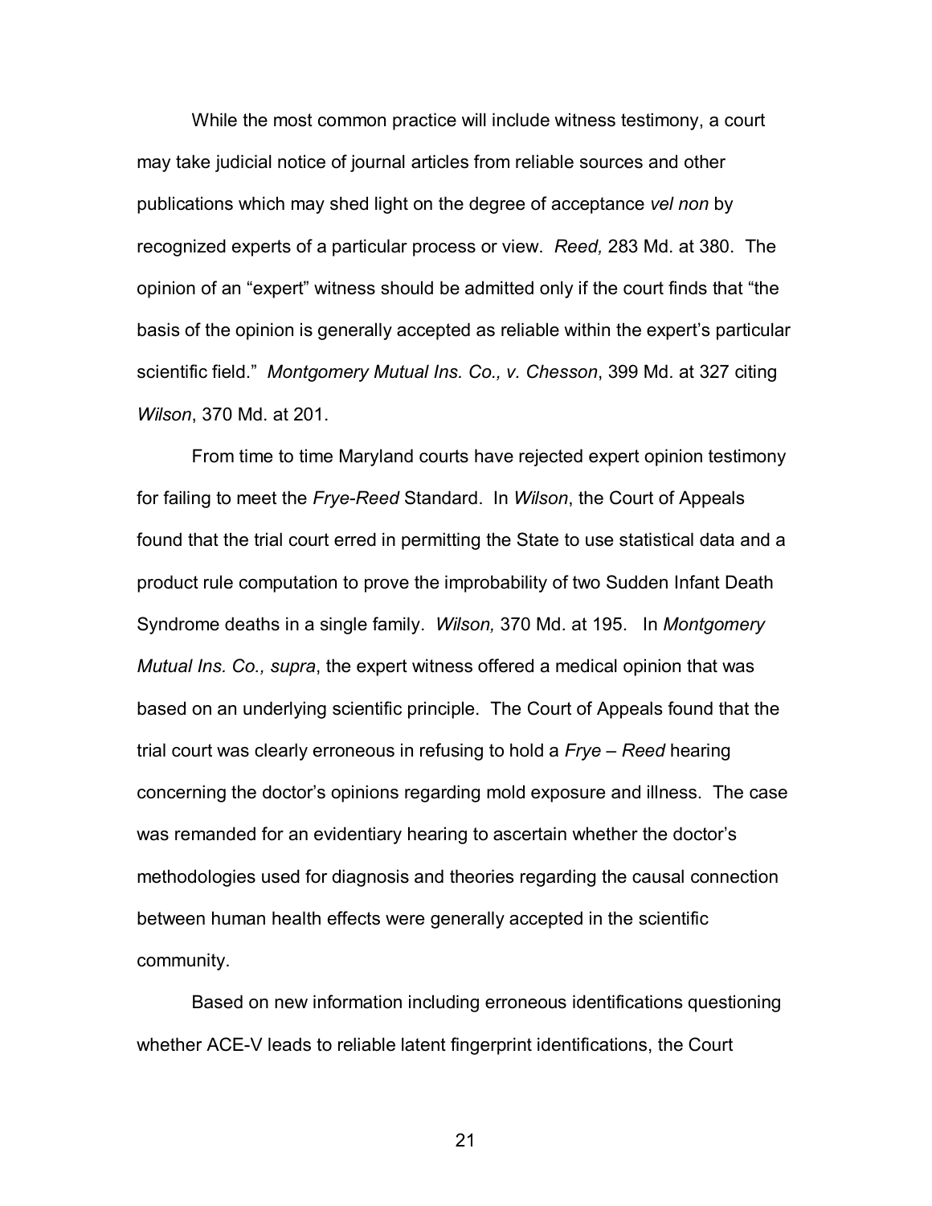While the most common practice will include witness testimony, a court may take judicial notice of journal articles from reliable sources and other publications which may shed light on the degree of acceptance *vel non* by recognized experts of a particular process or view. *Reed,* 283 Md. at 380. The opinion of an "expert" witness should be admitted only if the court finds that "the basis of the opinion is generally accepted as reliable within the expert's particular scientific field." *Montgomery Mutual Ins. Co., v. Chesson*, 399 Md. at 327 citing *Wilson*, 370 Md. at 201.

From time to time Maryland courts have rejected expert opinion testimony for failing to meet the *Frye-Reed* Standard. In *Wilson*, the Court of Appeals found that the trial court erred in permitting the State to use statistical data and a product rule computation to prove the improbability of two Sudden Infant Death Syndrome deaths in a single family. *Wilson,* 370 Md. at 195. In *Montgomery Mutual Ins. Co., supra*, the expert witness offered a medical opinion that was based on an underlying scientific principle. The Court of Appeals found that the trial court was clearly erroneous in refusing to hold a *Frye – Reed* hearing concerning the doctor's opinions regarding mold exposure and illness. The case was remanded for an evidentiary hearing to ascertain whether the doctor's methodologies used for diagnosis and theories regarding the causal connection between human health effects were generally accepted in the scientific community.

Based on new information including erroneous identifications questioning whether ACE-V leads to reliable latent fingerprint identifications, the Court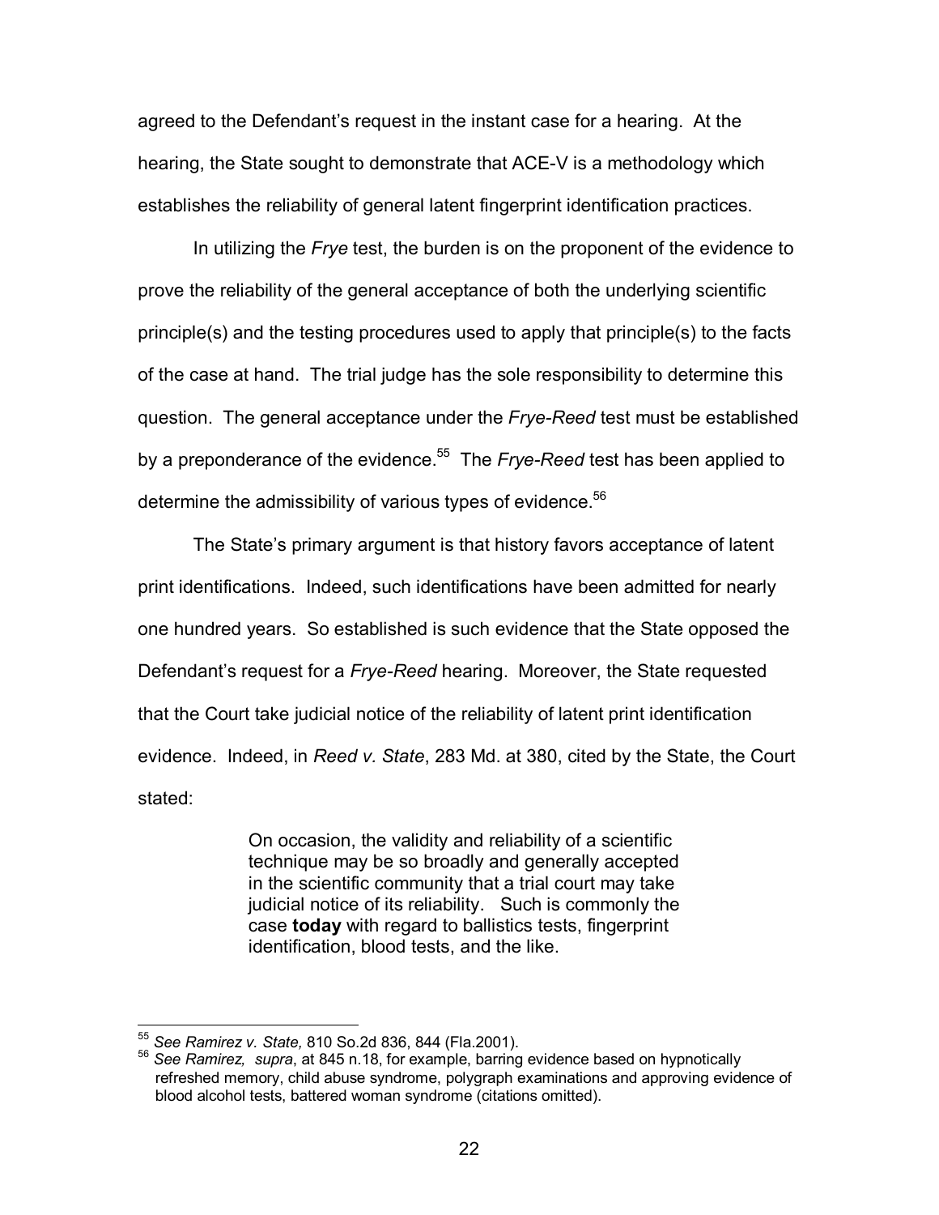agreed to the Defendant's request in the instant case for a hearing. At the hearing, the State sought to demonstrate that ACE-V is a methodology which establishes the reliability of general latent fingerprint identification practices.

In utilizing the *Frye* test, the burden is on the proponent of the evidence to prove the reliability of the general acceptance of both the underlying scientific principle(s) and the testing procedures used to apply that principle(s) to the facts of the case at hand. The trial judge has the sole responsibility to determine this question. The general acceptance under the *Frye-Reed* test must be established by a preponderance of the evidence.[55] The *Frye-Reed* test has been applied to determine the admissibility of various types of evidence.[56]

The State's primary argument is that history favors acceptance of latent print identifications. Indeed, such identifications have been admitted for nearly one hundred years. So established is such evidence that the State opposed the Defendant's request for a *Frye-Reed* hearing. Moreover, the State requested that the Court take judicial notice of the reliability of latent print identification evidence. Indeed, in *Reed v. State*, 283 Md. at 380, cited by the State, the Court stated:

> On occasion, the validity and reliability of a scientific technique may be so broadly and generally accepted in the scientific community that a trial court may take judicial notice of its reliability. Such is commonly the case **today** with regard to ballistics tests, fingerprint identification, blood tests, and the like.

---

[55] *See Ramirez v. State,* 810 So.2d 836, 844 (Fla.2001).

[56] *See Ramirez, supra*, at 845 n.18, for example, barring evidence based on hypnotically refreshed memory, child abuse syndrome, polygraph examinations and approving evidence of blood alcohol tests, battered woman syndrome (citations omitted).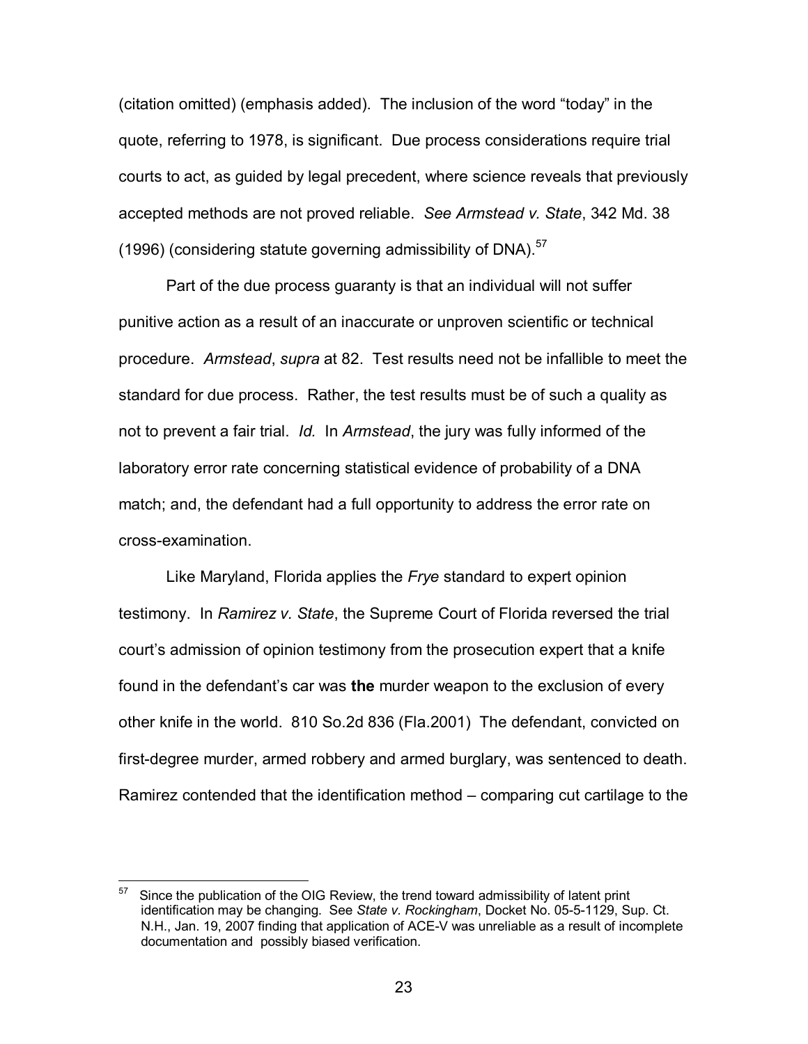(citation omitted) (emphasis added). The inclusion of the word "today" in the quote, referring to 1978, is significant. Due process considerations require trial courts to act, as guided by legal precedent, where science reveals that previously accepted methods are not proved reliable. *See Armstead v. State*, 342 Md. 38 (1996) (considering statute governing admissibility of DNA).[57]

Part of the due process guaranty is that an individual will not suffer punitive action as a result of an inaccurate or unproven scientific or technical procedure. *Armstead*, *supra* at 82. Test results need not be infallible to meet the standard for due process. Rather, the test results must be of such a quality as not to prevent a fair trial. *Id.* In *Armstead*, the jury was fully informed of the laboratory error rate concerning statistical evidence of probability of a DNA match; and, the defendant had a full opportunity to address the error rate on cross-examination.

Like Maryland, Florida applies the *Frye* standard to expert opinion testimony. In *Ramirez v. State*, the Supreme Court of Florida reversed the trial court's admission of opinion testimony from the prosecution expert that a knife found in the defendant's car was **the** murder weapon to the exclusion of every other knife in the world. 810 So.2d 836 (Fla.2001) The defendant, convicted on first-degree murder, armed robbery and armed burglary, was sentenced to death. Ramirez contended that the identification method – comparing cut cartilage to the

---

[57] Since the publication of the OIG Review, the trend toward admissibility of latent print identification may be changing. See *State v. Rockingham*, Docket No. 05-5-1129, Sup. Ct. N.H., Jan. 19, 2007 finding that application of ACE-V was unreliable as a result of incomplete documentation and possibly biased verification.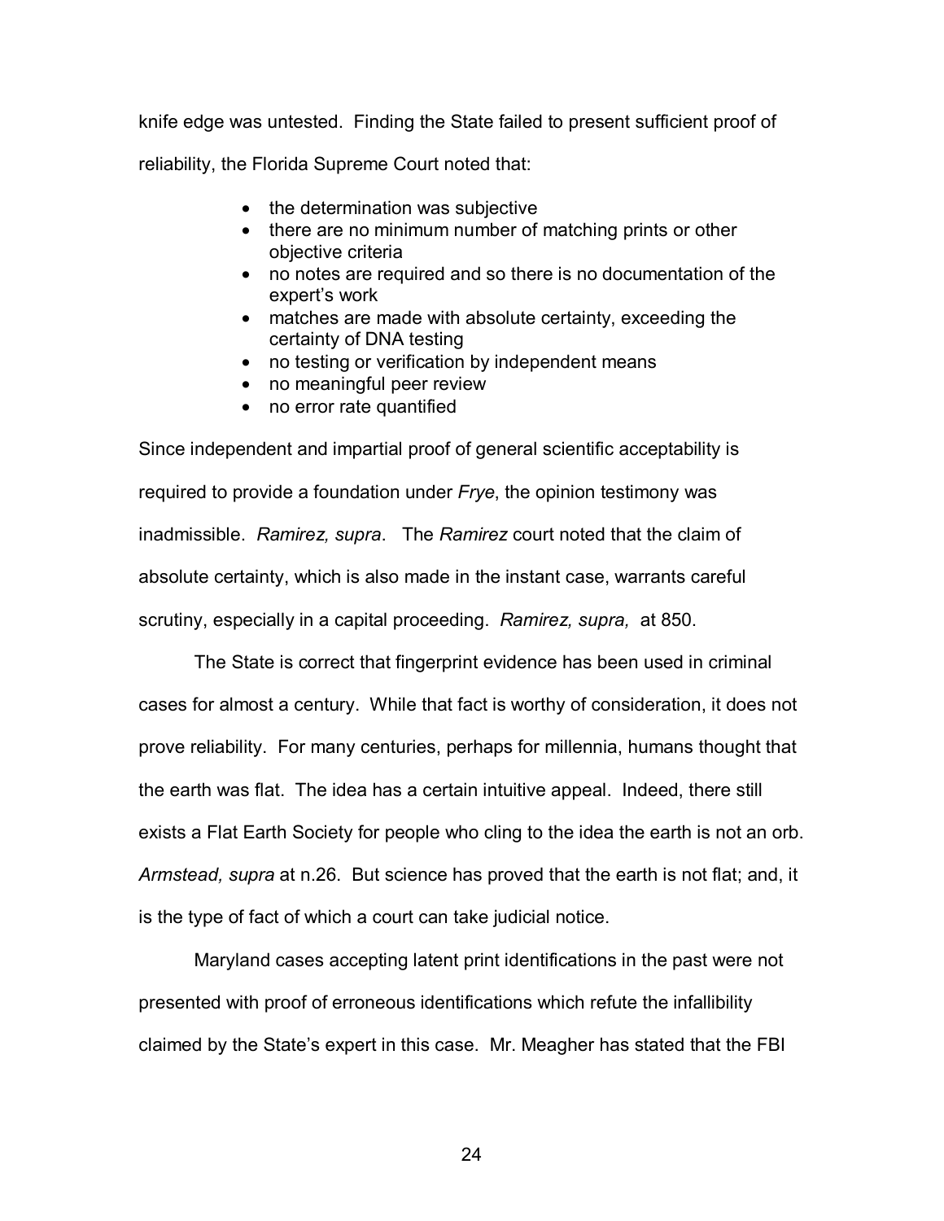knife edge was untested. Finding the State failed to present sufficient proof of reliability, the Florida Supreme Court noted that:

- the determination was subjective
- there are no minimum number of matching prints or other objective criteria
- no notes are required and so there is no documentation of the expert's work
- matches are made with absolute certainty, exceeding the certainty of DNA testing
- no testing or verification by independent means
- no meaningful peer review
- no error rate quantified

Since independent and impartial proof of general scientific acceptability is required to provide a foundation under *Frye*, the opinion testimony was inadmissible. *Ramirez, supra*. The *Ramirez* court noted that the claim of absolute certainty, which is also made in the instant case, warrants careful scrutiny, especially in a capital proceeding. *Ramirez, supra,* at 850.

The State is correct that fingerprint evidence has been used in criminal cases for almost a century. While that fact is worthy of consideration, it does not prove reliability. For many centuries, perhaps for millennia, humans thought that the earth was flat. The idea has a certain intuitive appeal. Indeed, there still exists a Flat Earth Society for people who cling to the idea the earth is not an orb. *Armstead, supra* at n.26. But science has proved that the earth is not flat; and, it is the type of fact of which a court can take judicial notice.

Maryland cases accepting latent print identifications in the past were not presented with proof of erroneous identifications which refute the infallibility claimed by the State's expert in this case. Mr. Meagher has stated that the FBI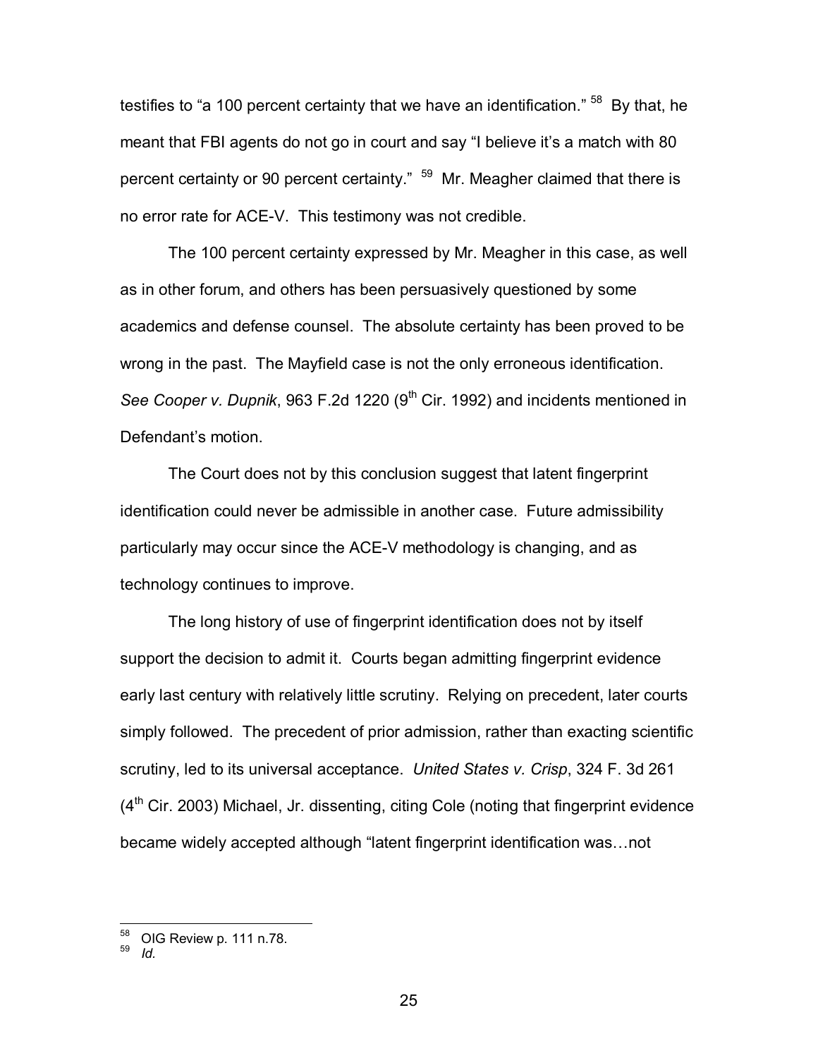testifies to "a 100 percent certainty that we have an identification." [58] By that, he meant that FBI agents do not go in court and say "I believe it's a match with 80 percent certainty or 90 percent certainty." [59] Mr. Meagher claimed that there is no error rate for ACE-V. This testimony was not credible.

The 100 percent certainty expressed by Mr. Meagher in this case, as well as in other forum, and others has been persuasively questioned by some academics and defense counsel. The absolute certainty has been proved to be wrong in the past. The Mayfield case is not the only erroneous identification. *See Cooper v. Dupnik*, 963 F.2d 1220 (9th Cir. 1992) and incidents mentioned in Defendant's motion.

The Court does not by this conclusion suggest that latent fingerprint identification could never be admissible in another case. Future admissibility particularly may occur since the ACE-V methodology is changing, and as technology continues to improve.

The long history of use of fingerprint identification does not by itself support the decision to admit it. Courts began admitting fingerprint evidence early last century with relatively little scrutiny. Relying on precedent, later courts simply followed. The precedent of prior admission, rather than exacting scientific scrutiny, led to its universal acceptance. *United States v. Crisp*, 324 F. 3d 261 (4th Cir. 2003) Michael, Jr. dissenting, citing Cole (noting that fingerprint evidence became widely accepted although "latent fingerprint identification was…not

---

[58] OIG Review p. 111 n.78.

[59] *Id.*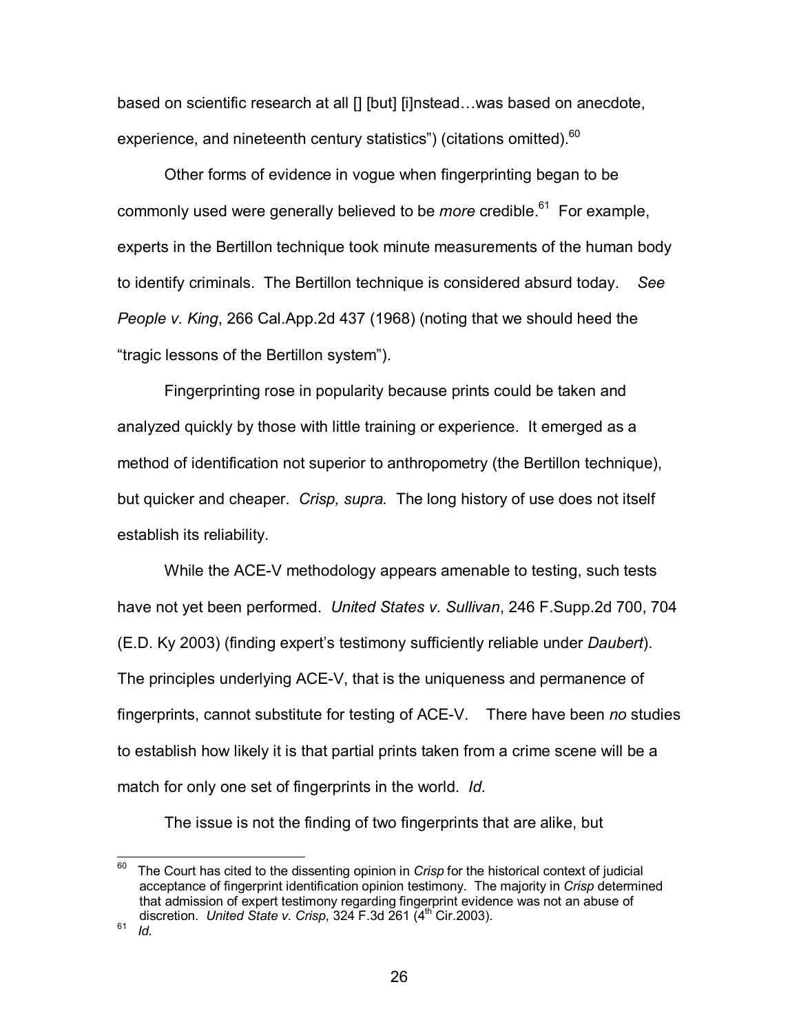based on scientific research at all [] [but] [i]nstead…was based on anecdote, experience, and nineteenth century statistics") (citations omitted).[60]

Other forms of evidence in vogue when fingerprinting began to be commonly used were generally believed to be *more* credible.[61] For example, experts in the Bertillon technique took minute measurements of the human body to identify criminals. The Bertillon technique is considered absurd today. *See People v. King*, 266 Cal.App.2d 437 (1968) (noting that we should heed the "tragic lessons of the Bertillon system").

Fingerprinting rose in popularity because prints could be taken and analyzed quickly by those with little training or experience. It emerged as a method of identification not superior to anthropometry (the Bertillon technique), but quicker and cheaper. *Crisp, supra.* The long history of use does not itself establish its reliability.

While the ACE-V methodology appears amenable to testing, such tests have not yet been performed. *United States v. Sullivan*, 246 F.Supp.2d 700, 704 (E.D. Ky 2003) (finding expert's testimony sufficiently reliable under *Daubert*). The principles underlying ACE-V, that is the uniqueness and permanence of fingerprints, cannot substitute for testing of ACE-V. There have been *no* studies to establish how likely it is that partial prints taken from a crime scene will be a match for only one set of fingerprints in the world. *Id.*

The issue is not the finding of two fingerprints that are alike, but

---

[60] The Court has cited to the dissenting opinion in *Crisp* for the historical context of judicial acceptance of fingerprint identification opinion testimony. The majority in *Crisp* determined that admission of expert testimony regarding fingerprint evidence was not an abuse of discretion. *United State v. Crisp*, 324 F.3d 261 (4th Cir.2003).

[61] *Id.*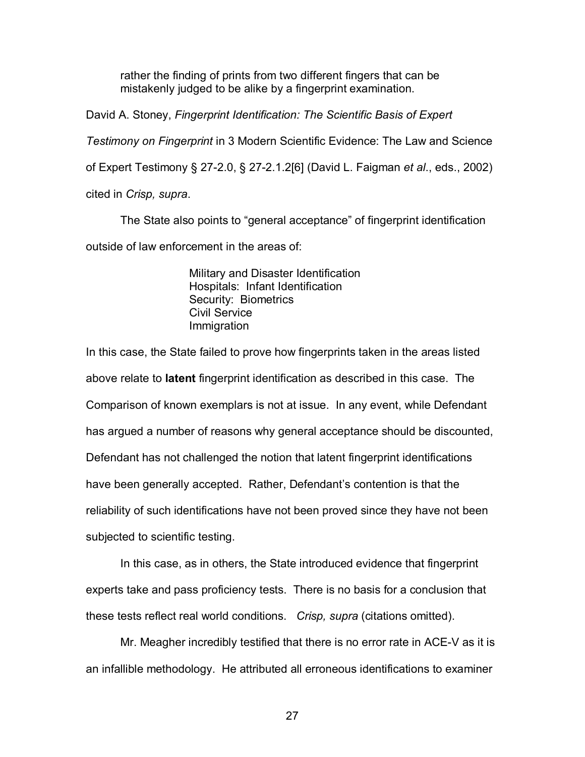> rather the finding of prints from two different fingers that can be mistakenly judged to be alike by a fingerprint examination.

David A. Stoney, *Fingerprint Identification: The Scientific Basis of Expert Testimony on Fingerprint* in 3 Modern Scientific Evidence: The Law and Science of Expert Testimony § 27-2.0, § 27-2.1.2[6] (David L. Faigman *et al*., eds., 2002) cited in *Crisp, supra*.

The State also points to “general acceptance” of fingerprint identification outside of law enforcement in the areas of:

> Military and Disaster Identification
> Hospitals: Infant Identification
> Security: Biometrics
> Civil Service
> Immigration

In this case, the State failed to prove how fingerprints taken in the areas listed above relate to **latent** fingerprint identification as described in this case. The Comparison of known exemplars is not at issue. In any event, while Defendant has argued a number of reasons why general acceptance should be discounted, Defendant has not challenged the notion that latent fingerprint identifications have been generally accepted. Rather, Defendant’s contention is that the reliability of such identifications have not been proved since they have not been subjected to scientific testing.

In this case, as in others, the State introduced evidence that fingerprint experts take and pass proficiency tests. There is no basis for a conclusion that these tests reflect real world conditions. *Crisp, supra* (citations omitted).

Mr. Meagher incredibly testified that there is no error rate in ACE-V as it is an infallible methodology. He attributed all erroneous identifications to examiner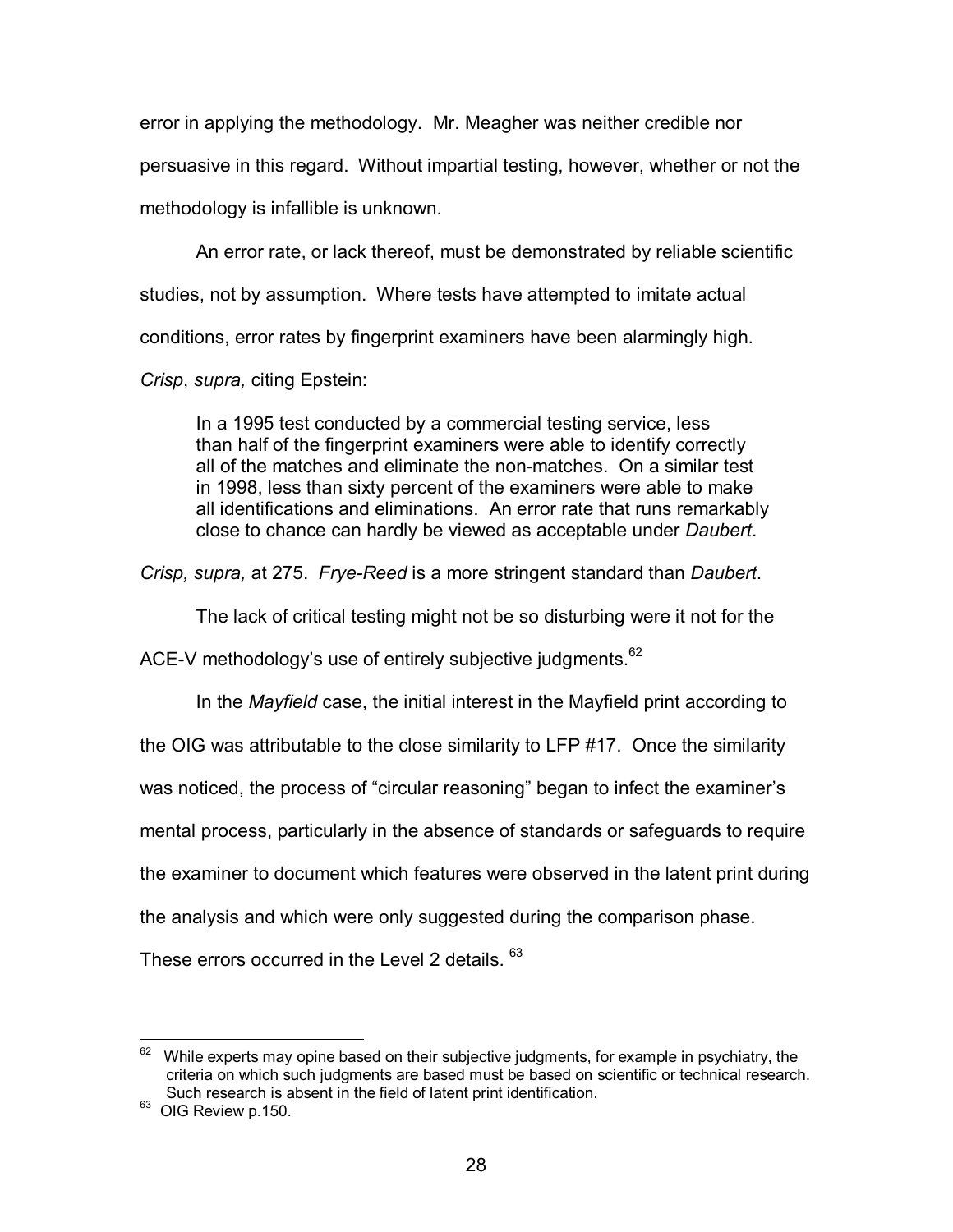error in applying the methodology. Mr. Meagher was neither credible nor persuasive in this regard. Without impartial testing, however, whether or not the methodology is infallible is unknown.

An error rate, or lack thereof, must be demonstrated by reliable scientific studies, not by assumption. Where tests have attempted to imitate actual conditions, error rates by fingerprint examiners have been alarmingly high. *Crisp*, *supra,* citing Epstein:

> In a 1995 test conducted by a commercial testing service, less than half of the fingerprint examiners were able to identify correctly all of the matches and eliminate the non-matches. On a similar test in 1998, less than sixty percent of the examiners were able to make all identifications and eliminations. An error rate that runs remarkably close to chance can hardly be viewed as acceptable under *Daubert*.

*Crisp, supra,* at 275. *Frye-Reed* is a more stringent standard than *Daubert*.

The lack of critical testing might not be so disturbing were it not for the ACE-V methodology's use of entirely subjective judgments.[62]

In the *Mayfield* case, the initial interest in the Mayfield print according to the OIG was attributable to the close similarity to LFP #17. Once the similarity was noticed, the process of "circular reasoning" began to infect the examiner's mental process, particularly in the absence of standards or safeguards to require the examiner to document which features were observed in the latent print during the analysis and which were only suggested during the comparison phase. These errors occurred in the Level 2 details. [63]

---

[62] While experts may opine based on their subjective judgments, for example in psychiatry, the criteria on which such judgments are based must be based on scientific or technical research. Such research is absent in the field of latent print identification.

[63] OIG Review p.150.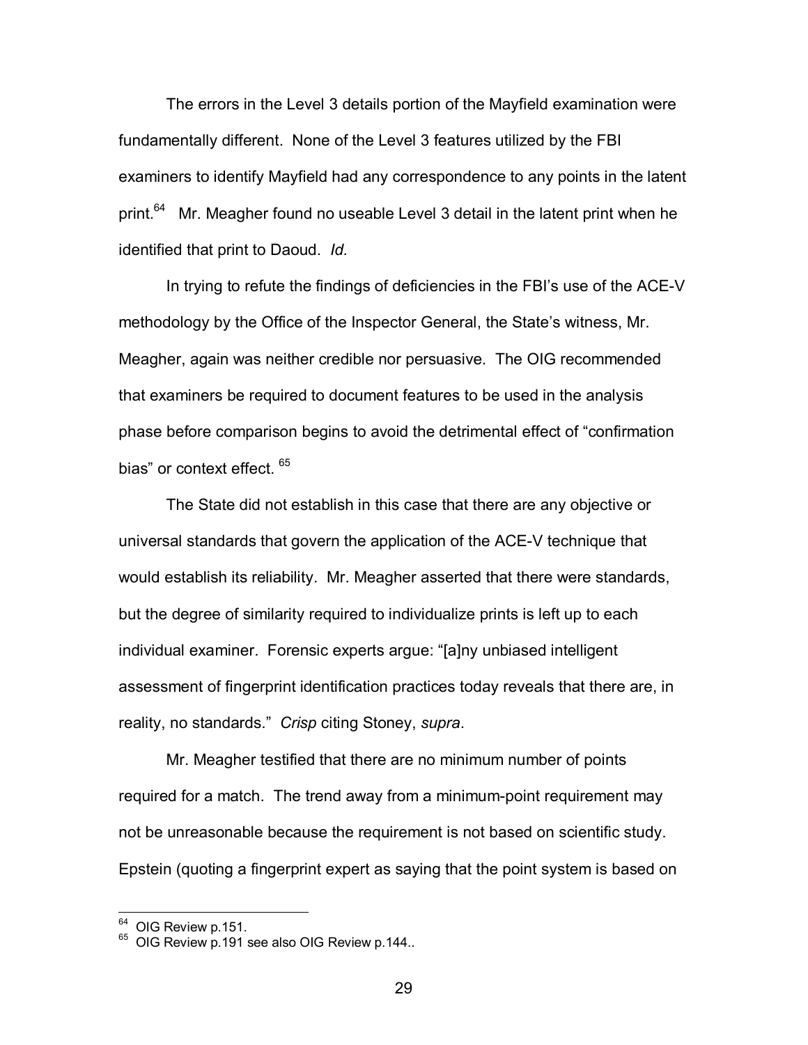The errors in the Level 3 details portion of the Mayfield examination were fundamentally different. None of the Level 3 features utilized by the FBI examiners to identify Mayfield had any correspondence to any points in the latent print.[64] Mr. Meagher found no useable Level 3 detail in the latent print when he identified that print to Daoud. *Id.*

In trying to refute the findings of deficiencies in the FBI's use of the ACE-V methodology by the Office of the Inspector General, the State's witness, Mr. Meagher, again was neither credible nor persuasive. The OIG recommended that examiners be required to document features to be used in the analysis phase before comparison begins to avoid the detrimental effect of "confirmation bias" or context effect.[65]

The State did not establish in this case that there are any objective or universal standards that govern the application of the ACE-V technique that would establish its reliability. Mr. Meagher asserted that there were standards, but the degree of similarity required to individualize prints is left up to each individual examiner. Forensic experts argue: "[a]ny unbiased intelligent assessment of fingerprint identification practices today reveals that there are, in reality, no standards." *Crisp* citing Stoney, *supra*.

Mr. Meagher testified that there are no minimum number of points required for a match. The trend away from a minimum-point requirement may not be unreasonable because the requirement is not based on scientific study. Epstein (quoting a fingerprint expert as saying that the point system is based on

---

[64] OIG Review p.151.

[65] OIG Review p.191 see also OIG Review p.144..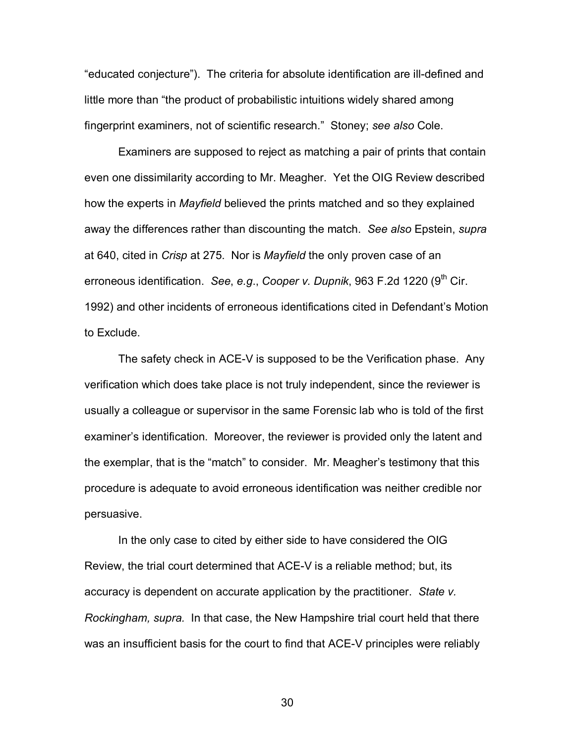"educated conjecture"). The criteria for absolute identification are ill-defined and little more than "the product of probabilistic intuitions widely shared among fingerprint examiners, not of scientific research." Stoney; *see also* Cole.

Examiners are supposed to reject as matching a pair of prints that contain even one dissimilarity according to Mr. Meagher. Yet the OIG Review described how the experts in *Mayfield* believed the prints matched and so they explained away the differences rather than discounting the match. *See also* Epstein, *supra* at 640, cited in *Crisp* at 275. Nor is *Mayfield* the only proven case of an erroneous identification. *See*, *e.g*., *Cooper v. Dupnik*, 963 F.2d 1220 (9th Cir. 1992) and other incidents of erroneous identifications cited in Defendant's Motion to Exclude.

The safety check in ACE-V is supposed to be the Verification phase. Any verification which does take place is not truly independent, since the reviewer is usually a colleague or supervisor in the same Forensic lab who is told of the first examiner's identification. Moreover, the reviewer is provided only the latent and the exemplar, that is the "match" to consider. Mr. Meagher's testimony that this procedure is adequate to avoid erroneous identification was neither credible nor persuasive.

In the only case to cited by either side to have considered the OIG Review, the trial court determined that ACE-V is a reliable method; but, its accuracy is dependent on accurate application by the practitioner. *State v. Rockingham, supra.* In that case, the New Hampshire trial court held that there was an insufficient basis for the court to find that ACE-V principles were reliably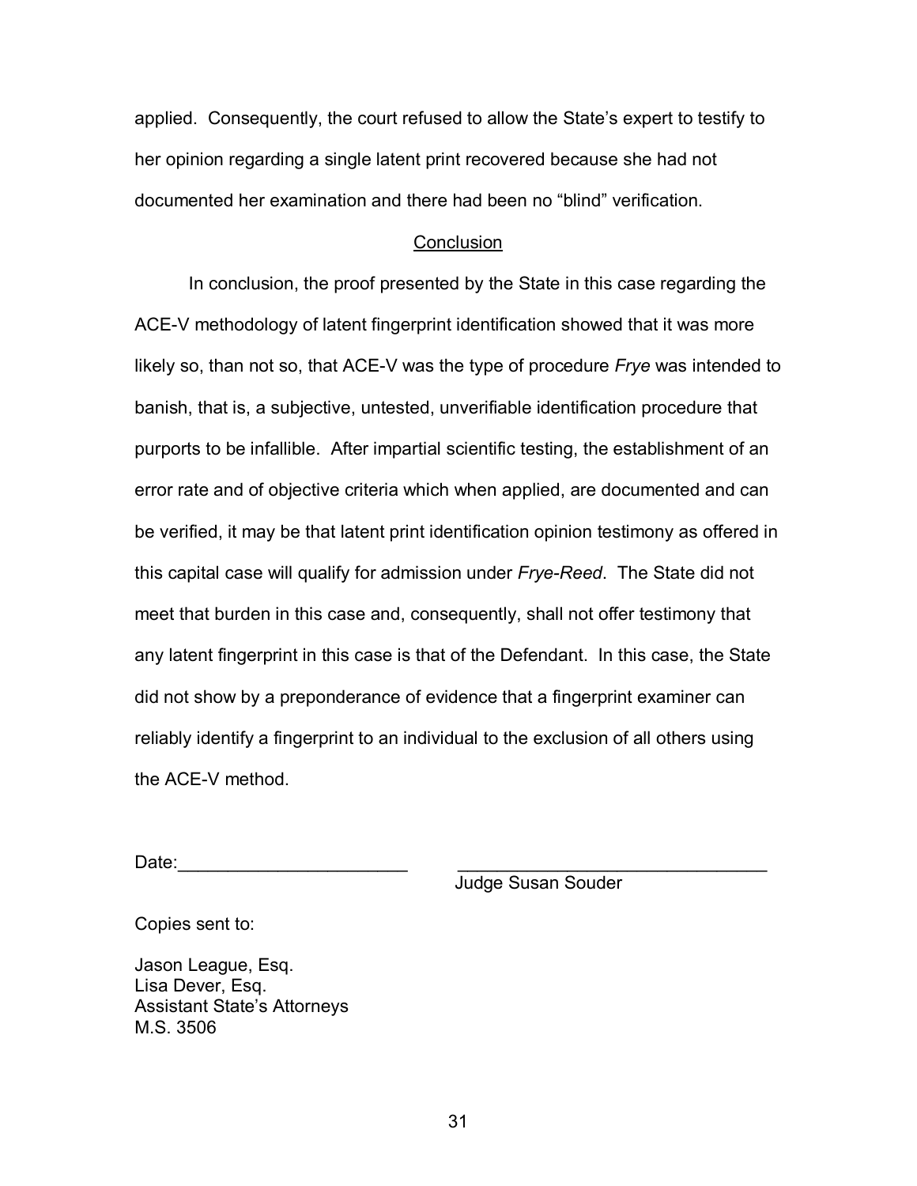applied. Consequently, the court refused to allow the State's expert to testify to her opinion regarding a single latent print recovered because she had not documented her examination and there had been no "blind" verification.

## Conclusion

In conclusion, the proof presented by the State in this case regarding the ACE-V methodology of latent fingerprint identification showed that it was more likely so, than not so, that ACE-V was the type of procedure *Frye* was intended to banish, that is, a subjective, untested, unverifiable identification procedure that purports to be infallible. After impartial scientific testing, the establishment of an error rate and of objective criteria which when applied, are documented and can be verified, it may be that latent print identification opinion testimony as offered in this capital case will qualify for admission under *Frye-Reed*. The State did not meet that burden in this case and, consequently, shall not offer testimony that any latent fingerprint in this case is that of the Defendant. In this case, the State did not show by a preponderance of evidence that a fingerprint examiner can reliably identify a fingerprint to an individual to the exclusion of all others using the ACE-V method.

Date:______________________ ______________________________

Judge Susan Souder

Copies sent to:

Jason League, Esq.
Lisa Dever, Esq.
Assistant State's Attorneys
M.S. 3506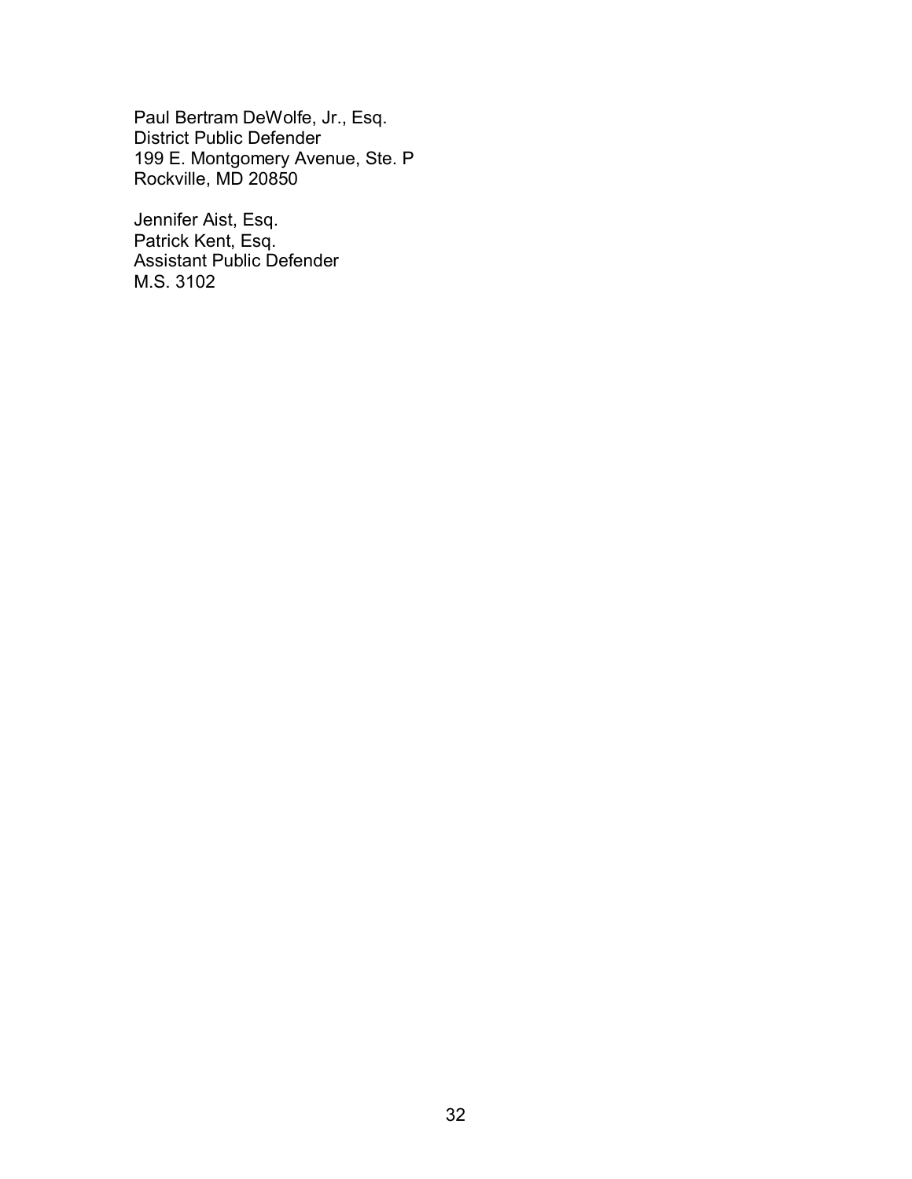Paul Bertram DeWolfe, Jr., Esq.  
District Public Defender  
199 E. Montgomery Avenue, Ste. P  
Rockville, MD 20850

Jennifer Aist, Esq.  
Patrick Kent, Esq.  
Assistant Public Defender  
M.S. 3102